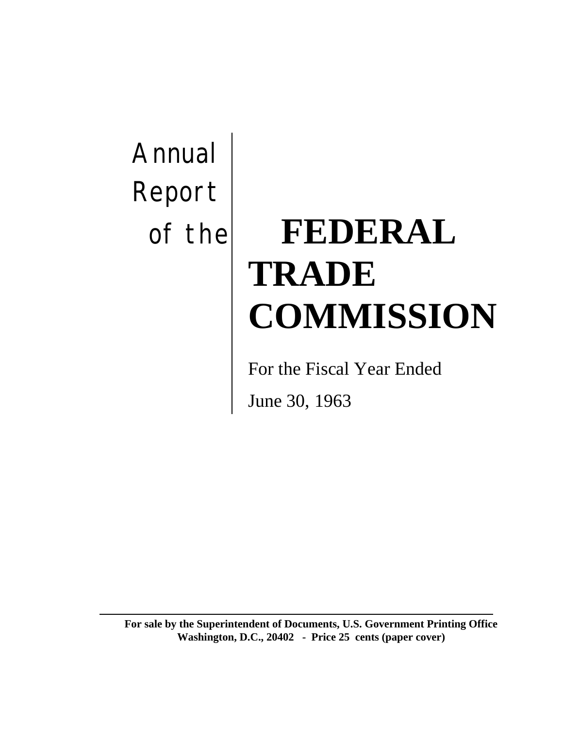Annual Report of the

# FEDERAL TRADE COMMISSION

For the Fiscal Year Ended

June 30, 1963

---

**For sale by the Superintendent of Documents, U.S. Government Printing Office Washington, D.C., 20402 - Price 25 cents (paper cover)**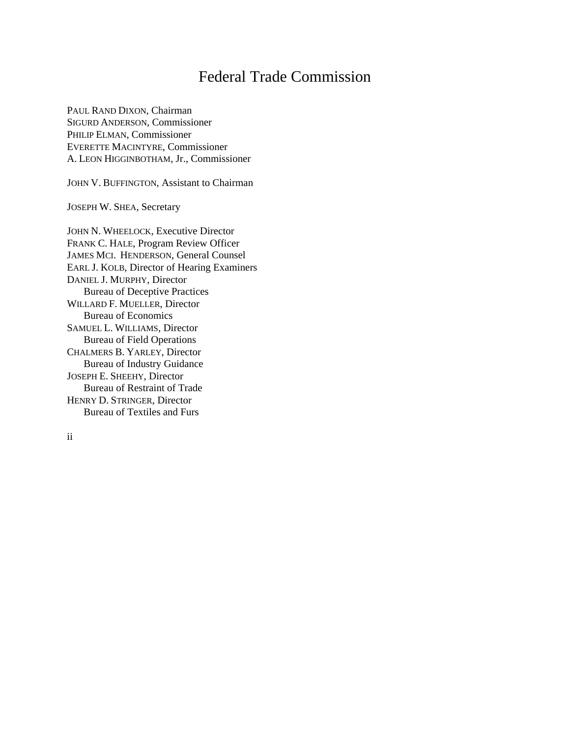# Federal Trade Commission

PAUL RAND DIXON, Chairman
SIGURD ANDERSON, Commissioner
PHILIP ELMAN, Commissioner
EVERETTE MACINTYRE, Commissioner
A. LEON HIGGINBOTHAM, Jr., Commissioner

JOHN V. BUFFINGTON, Assistant to Chairman

JOSEPH W. SHEA, Secretary

JOHN N. WHEELOCK, Executive Director
FRANK C. HALE, Program Review Officer
JAMES MCI. HENDERSON, General Counsel
EARL J. KOLB, Director of Hearing Examiners
DANIEL J. MURPHY, Director
Bureau of Deceptive Practices
WILLARD F. MUELLER, Director
Bureau of Economics
SAMUEL L. WILLIAMS, Director
Bureau of Field Operations
CHALMERS B. YARLEY, Director
Bureau of Industry Guidance
JOSEPH E. SHEEHY, Director
Bureau of Restraint of Trade
HENRY D. STRINGER, Director
Bureau of Textiles and Furs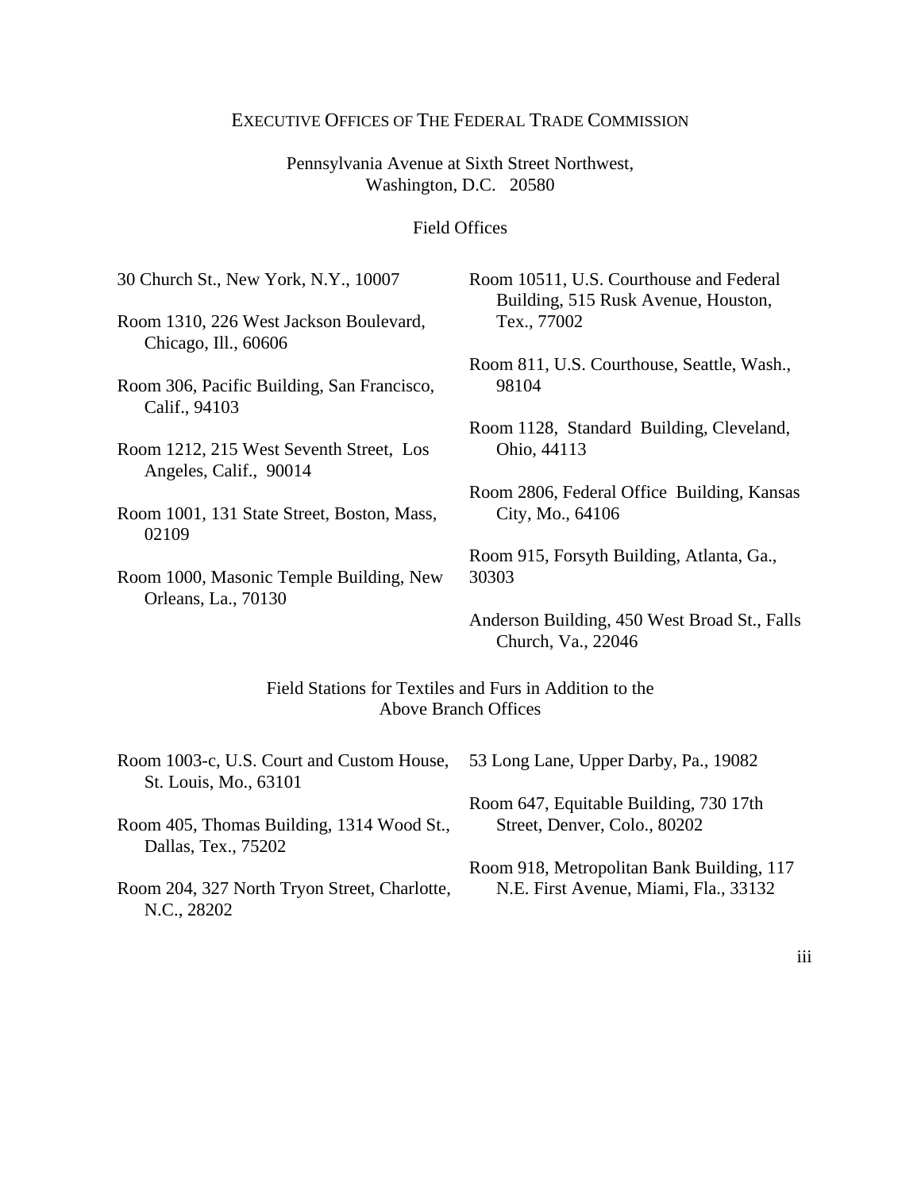## EXECUTIVE OFFICES OF THE FEDERAL TRADE COMMISSION

Pennsylvania Avenue at Sixth Street Northwest,
Washington, D.C. 20580

### Field Offices

30 Church St., New York, N.Y., 10007

Room 1310, 226 West Jackson Boulevard, Chicago, Ill., 60606

Room 306, Pacific Building, San Francisco, Calif., 94103

Room 1212, 215 West Seventh Street, Los Angeles, Calif., 90014

Room 1001, 131 State Street, Boston, Mass, 02109

Room 1000, Masonic Temple Building, New Orleans, La., 70130

Room 10511, U.S. Courthouse and Federal Building, 515 Rusk Avenue, Houston, Tex., 77002

Room 811, U.S. Courthouse, Seattle, Wash., 98104

Room 1128, Standard Building, Cleveland, Ohio, 44113

Room 2806, Federal Office Building, Kansas City, Mo., 64106

Room 915, Forsyth Building, Atlanta, Ga., 30303

Anderson Building, 450 West Broad St., Falls Church, Va., 22046

### Field Stations for Textiles and Furs in Addition to the Above Branch Offices

Room 1003-c, U.S. Court and Custom House, St. Louis, Mo., 63101

Room 405, Thomas Building, 1314 Wood St., Dallas, Tex., 75202

Room 204, 327 North Tryon Street, Charlotte, N.C., 28202

53 Long Lane, Upper Darby, Pa., 19082

Room 647, Equitable Building, 730 17th Street, Denver, Colo., 80202

Room 918, Metropolitan Bank Building, 117 N.E. First Avenue, Miami, Fla., 33132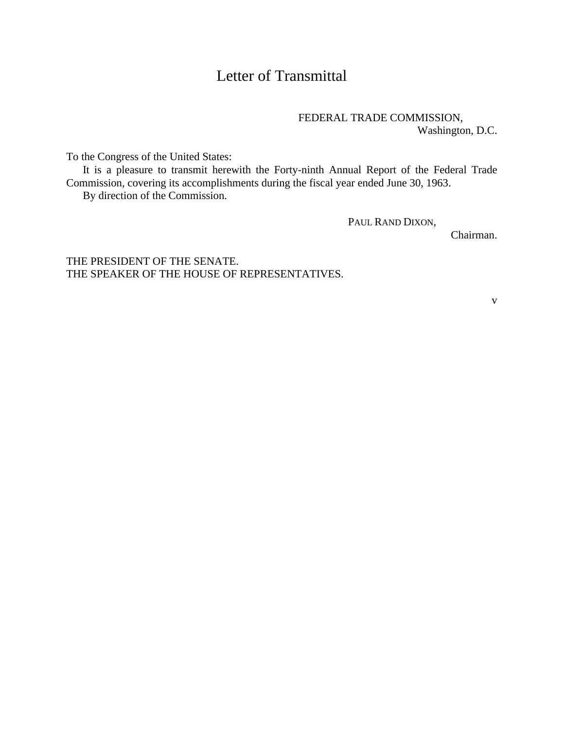# Letter of Transmittal

FEDERAL TRADE COMMISSION,
Washington, D.C.

To the Congress of the United States:

It is a pleasure to transmit herewith the Forty-ninth Annual Report of the Federal Trade Commission, covering its accomplishments during the fiscal year ended June 30, 1963.

By direction of the Commission.

PAUL RAND DIXON,
Chairman.

THE PRESIDENT OF THE SENATE.
THE SPEAKER OF THE HOUSE OF REPRESENTATIVES.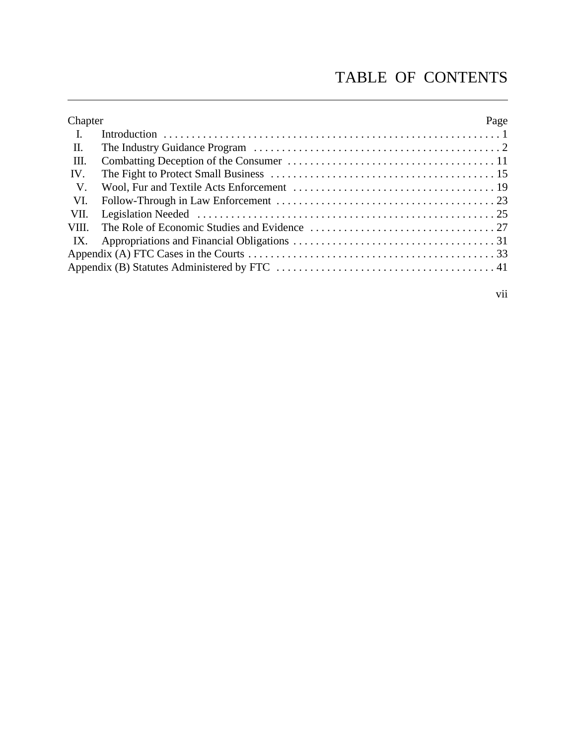# TABLE OF CONTENTS

| Chapter | | Page |
|---|---|---|
| I. | Introduction | 1 |
| II. | The Industry Guidance Program | 2 |
| III. | Combatting Deception of the Consumer | 11 |
| IV. | The Fight to Protect Small Business | 15 |
| V. | Wool, Fur and Textile Acts Enforcement | 19 |
| VI. | Follow-Through in Law Enforcement | 23 |
| VII. | Legislation Needed | 25 |
| VIII. | The Role of Economic Studies and Evidence | 27 |
| IX. | Appropriations and Financial Obligations | 31 |
| Appendix (A) FTC Cases in the Courts | | 33 |
| Appendix (B) Statutes Administered by FTC | | 41 |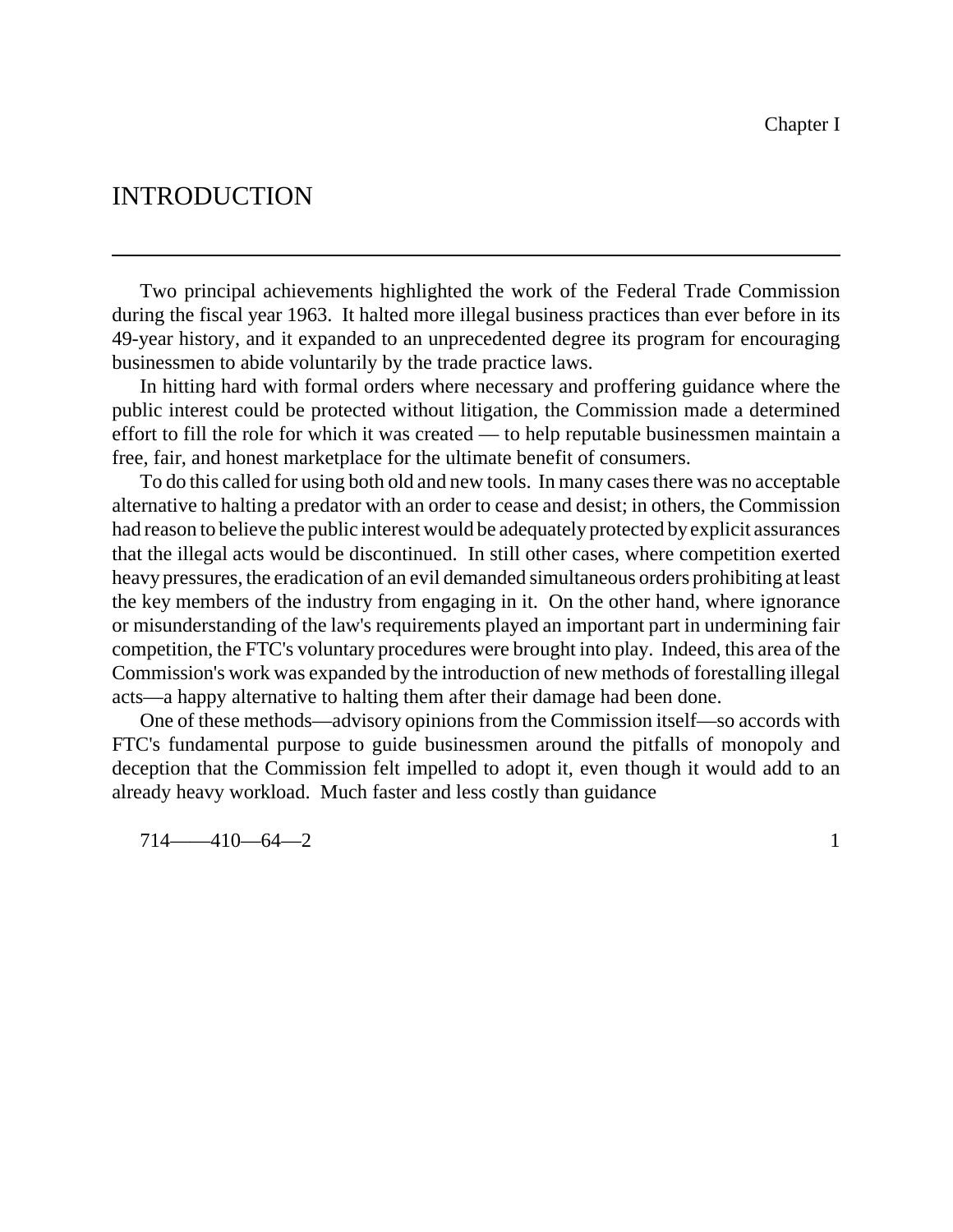Chapter I

# INTRODUCTION

Two principal achievements highlighted the work of the Federal Trade Commission during the fiscal year 1963. It halted more illegal business practices than ever before in its 49-year history, and it expanded to an unprecedented degree its program for encouraging businessmen to abide voluntarily by the trade practice laws.

In hitting hard with formal orders where necessary and proffering guidance where the public interest could be protected without litigation, the Commission made a determined effort to fill the role for which it was created — to help reputable businessmen maintain a free, fair, and honest marketplace for the ultimate benefit of consumers.

To do this called for using both old and new tools. In many cases there was no acceptable alternative to halting a predator with an order to cease and desist; in others, the Commission had reason to believe the public interest would be adequately protected by explicit assurances that the illegal acts would be discontinued. In still other cases, where competition exerted heavy pressures, the eradication of an evil demanded simultaneous orders prohibiting at least the key members of the industry from engaging in it. On the other hand, where ignorance or misunderstanding of the law's requirements played an important part in undermining fair competition, the FTC's voluntary procedures were brought into play. Indeed, this area of the Commission's work was expanded by the introduction of new methods of forestalling illegal acts—a happy alternative to halting them after their damage had been done.

One of these methods—advisory opinions from the Commission itself—so accords with FTC's fundamental purpose to guide businessmen around the pitfalls of monopoly and deception that the Commission felt impelled to adopt it, even though it would add to an already heavy workload. Much faster and less costly than guidance

714——410—64—2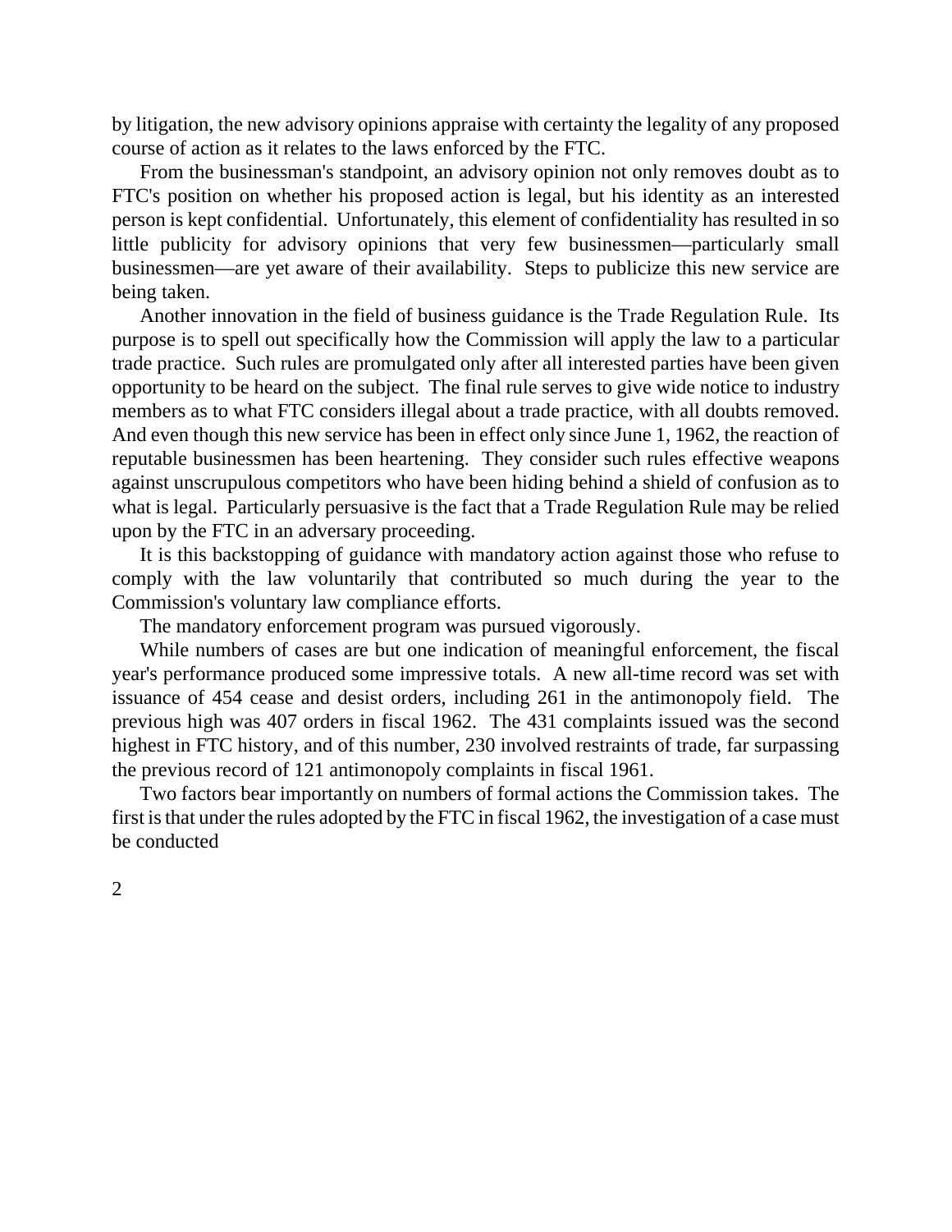by litigation, the new advisory opinions appraise with certainty the legality of any proposed course of action as it relates to the laws enforced by the FTC.

From the businessman's standpoint, an advisory opinion not only removes doubt as to FTC's position on whether his proposed action is legal, but his identity as an interested person is kept confidential. Unfortunately, this element of confidentiality has resulted in so little publicity for advisory opinions that very few businessmen—particularly small businessmen—are yet aware of their availability. Steps to publicize this new service are being taken.

Another innovation in the field of business guidance is the Trade Regulation Rule. Its purpose is to spell out specifically how the Commission will apply the law to a particular trade practice. Such rules are promulgated only after all interested parties have been given opportunity to be heard on the subject. The final rule serves to give wide notice to industry members as to what FTC considers illegal about a trade practice, with all doubts removed. And even though this new service has been in effect only since June 1, 1962, the reaction of reputable businessmen has been heartening. They consider such rules effective weapons against unscrupulous competitors who have been hiding behind a shield of confusion as to what is legal. Particularly persuasive is the fact that a Trade Regulation Rule may be relied upon by the FTC in an adversary proceeding.

It is this backstopping of guidance with mandatory action against those who refuse to comply with the law voluntarily that contributed so much during the year to the Commission's voluntary law compliance efforts.

The mandatory enforcement program was pursued vigorously.

While numbers of cases are but one indication of meaningful enforcement, the fiscal year's performance produced some impressive totals. A new all-time record was set with issuance of 454 cease and desist orders, including 261 in the antimonopoly field. The previous high was 407 orders in fiscal 1962. The 431 complaints issued was the second highest in FTC history, and of this number, 230 involved restraints of trade, far surpassing the previous record of 121 antimonopoly complaints in fiscal 1961.

Two factors bear importantly on numbers of formal actions the Commission takes. The first is that under the rules adopted by the FTC in fiscal 1962, the investigation of a case must be conducted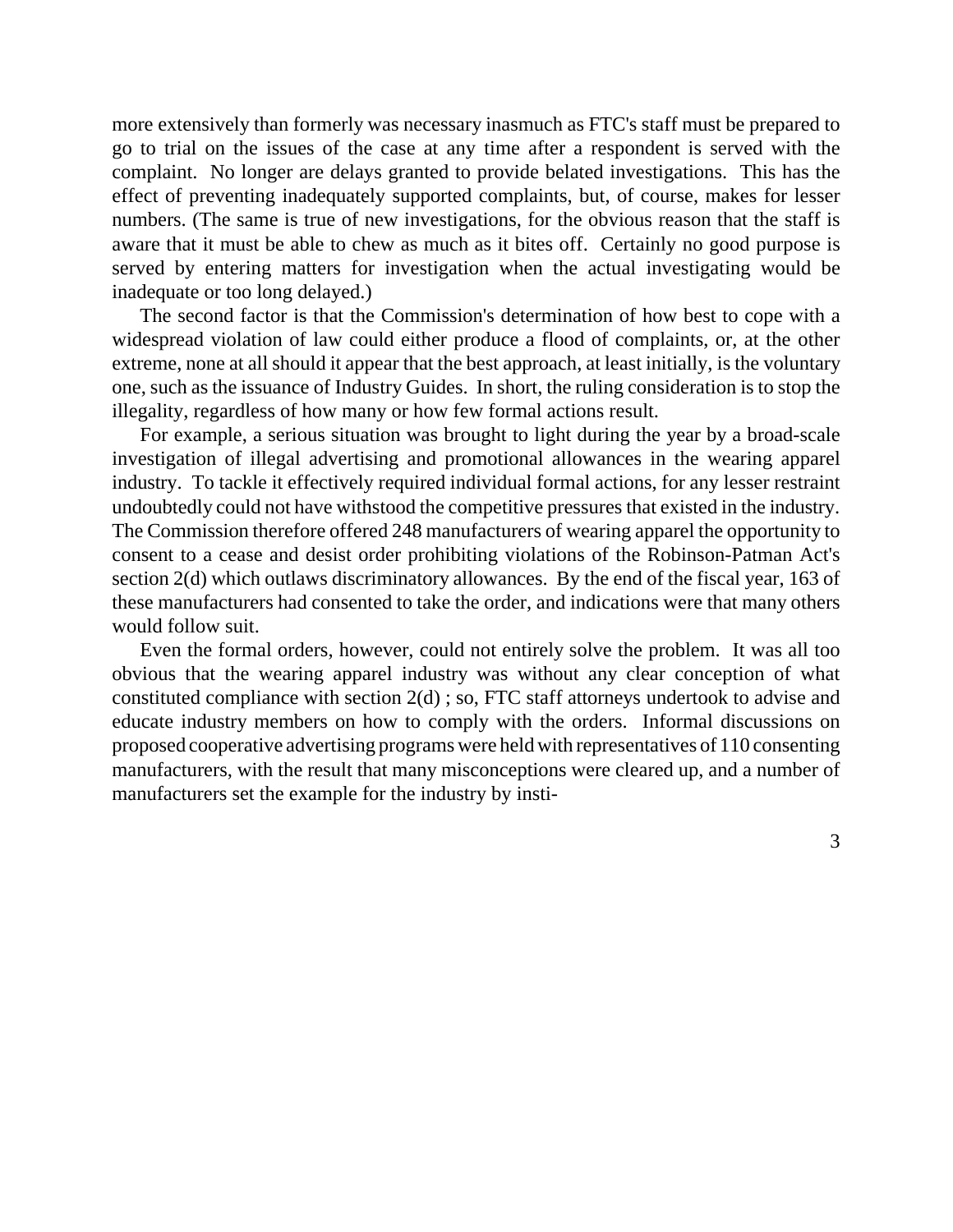more extensively than formerly was necessary inasmuch as FTC's staff must be prepared to go to trial on the issues of the case at any time after a respondent is served with the complaint. No longer are delays granted to provide belated investigations. This has the effect of preventing inadequately supported complaints, but, of course, makes for lesser numbers. (The same is true of new investigations, for the obvious reason that the staff is aware that it must be able to chew as much as it bites off. Certainly no good purpose is served by entering matters for investigation when the actual investigating would be inadequate or too long delayed.)

The second factor is that the Commission's determination of how best to cope with a widespread violation of law could either produce a flood of complaints, or, at the other extreme, none at all should it appear that the best approach, at least initially, is the voluntary one, such as the issuance of Industry Guides. In short, the ruling consideration is to stop the illegality, regardless of how many or how few formal actions result.

For example, a serious situation was brought to light during the year by a broad-scale investigation of illegal advertising and promotional allowances in the wearing apparel industry. To tackle it effectively required individual formal actions, for any lesser restraint undoubtedly could not have withstood the competitive pressures that existed in the industry. The Commission therefore offered 248 manufacturers of wearing apparel the opportunity to consent to a cease and desist order prohibiting violations of the Robinson-Patman Act's section 2(d) which outlaws discriminatory allowances. By the end of the fiscal year, 163 of these manufacturers had consented to take the order, and indications were that many others would follow suit.

Even the formal orders, however, could not entirely solve the problem. It was all too obvious that the wearing apparel industry was without any clear conception of what constituted compliance with section 2(d) ; so, FTC staff attorneys undertook to advise and educate industry members on how to comply with the orders. Informal discussions on proposed cooperative advertising programs were held with representatives of 110 consenting manufacturers, with the result that many misconceptions were cleared up, and a number of manufacturers set the example for the industry by insti-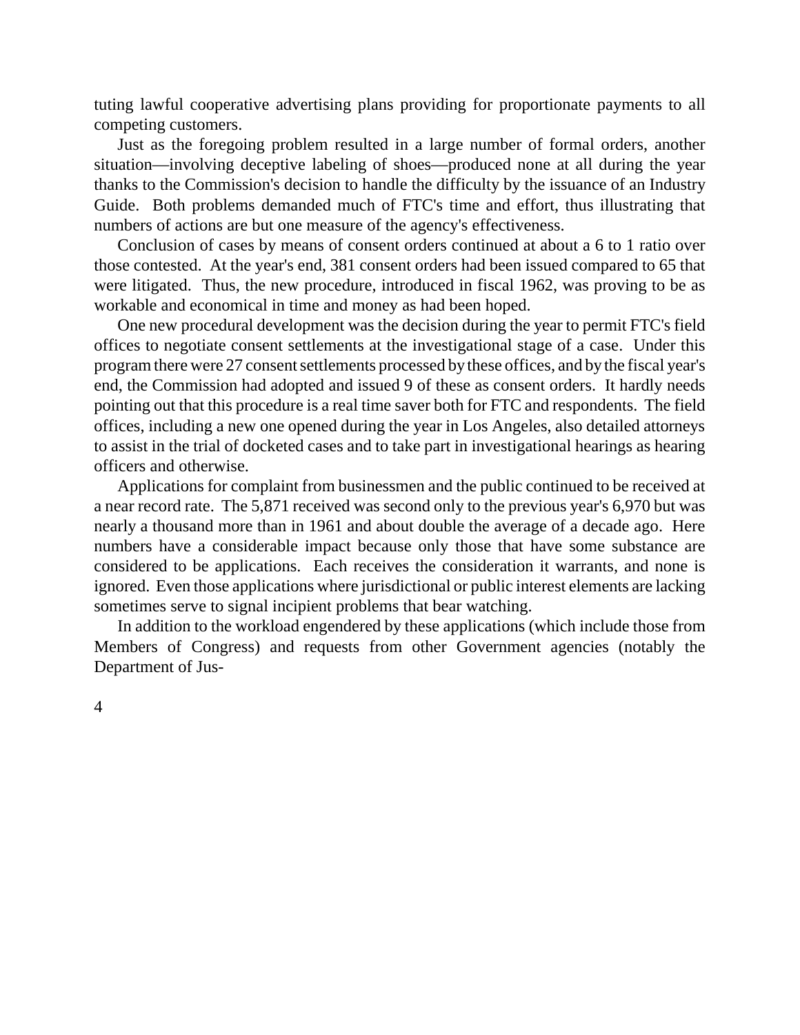tuting lawful cooperative advertising plans providing for proportionate payments to all competing customers.

Just as the foregoing problem resulted in a large number of formal orders, another situation—involving deceptive labeling of shoes—produced none at all during the year thanks to the Commission's decision to handle the difficulty by the issuance of an Industry Guide. Both problems demanded much of FTC's time and effort, thus illustrating that numbers of actions are but one measure of the agency's effectiveness.

Conclusion of cases by means of consent orders continued at about a 6 to 1 ratio over those contested. At the year's end, 381 consent orders had been issued compared to 65 that were litigated. Thus, the new procedure, introduced in fiscal 1962, was proving to be as workable and economical in time and money as had been hoped.

One new procedural development was the decision during the year to permit FTC's field offices to negotiate consent settlements at the investigational stage of a case. Under this program there were 27 consent settlements processed by these offices, and by the fiscal year's end, the Commission had adopted and issued 9 of these as consent orders. It hardly needs pointing out that this procedure is a real time saver both for FTC and respondents. The field offices, including a new one opened during the year in Los Angeles, also detailed attorneys to assist in the trial of docketed cases and to take part in investigational hearings as hearing officers and otherwise.

Applications for complaint from businessmen and the public continued to be received at a near record rate. The 5,871 received was second only to the previous year's 6,970 but was nearly a thousand more than in 1961 and about double the average of a decade ago. Here numbers have a considerable impact because only those that have some substance are considered to be applications. Each receives the consideration it warrants, and none is ignored. Even those applications where jurisdictional or public interest elements are lacking sometimes serve to signal incipient problems that bear watching.

In addition to the workload engendered by these applications (which include those from Members of Congress) and requests from other Government agencies (notably the Department of Jus-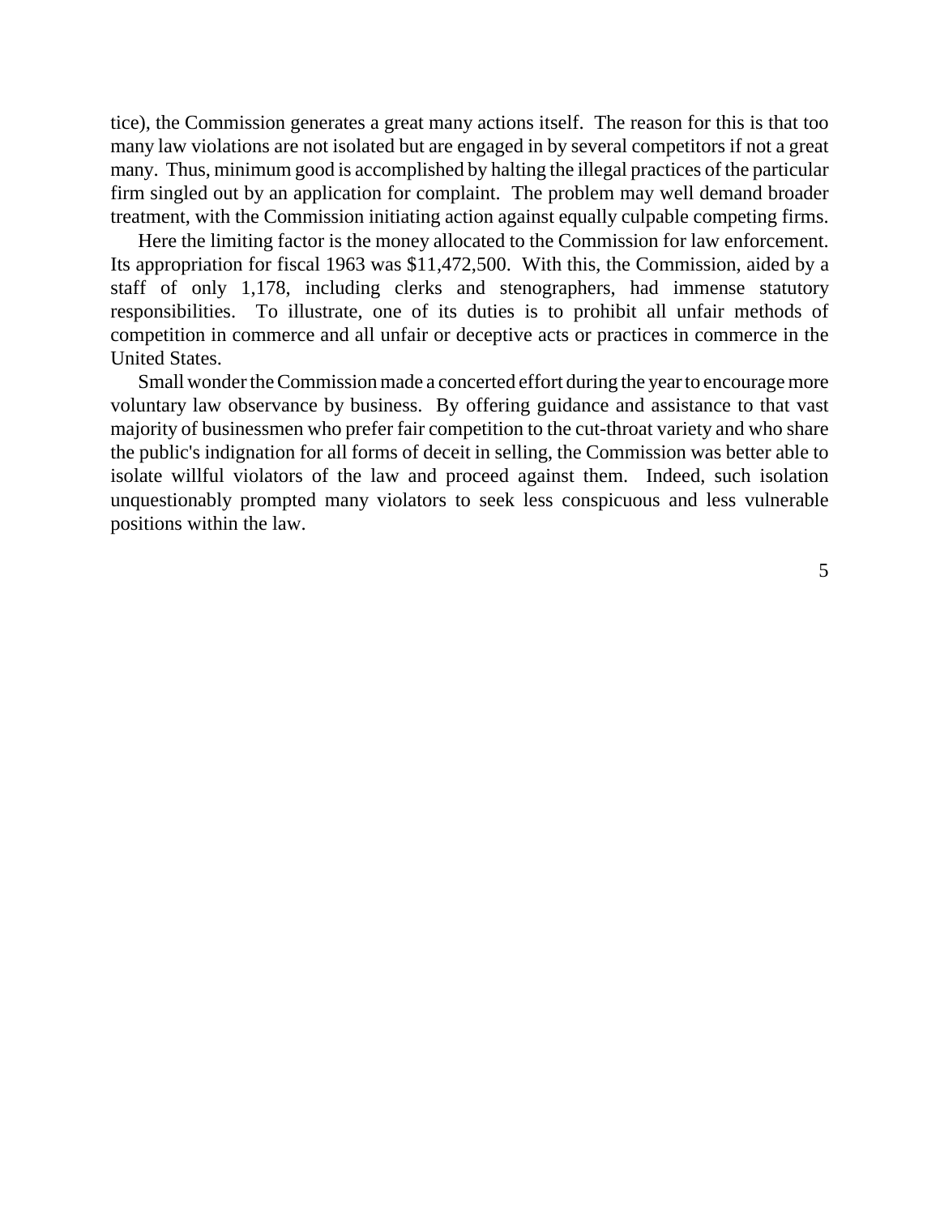tice), the Commission generates a great many actions itself. The reason for this is that too many law violations are not isolated but are engaged in by several competitors if not a great many. Thus, minimum good is accomplished by halting the illegal practices of the particular firm singled out by an application for complaint. The problem may well demand broader treatment, with the Commission initiating action against equally culpable competing firms.

Here the limiting factor is the money allocated to the Commission for law enforcement. Its appropriation for fiscal 1963 was $11,472,500. With this, the Commission, aided by a staff of only 1,178, including clerks and stenographers, had immense statutory responsibilities. To illustrate, one of its duties is to prohibit all unfair methods of competition in commerce and all unfair or deceptive acts or practices in commerce in the United States.

Small wonder the Commission made a concerted effort during the year to encourage more voluntary law observance by business. By offering guidance and assistance to that vast majority of businessmen who prefer fair competition to the cut-throat variety and who share the public's indignation for all forms of deceit in selling, the Commission was better able to isolate willful violators of the law and proceed against them. Indeed, such isolation unquestionably prompted many violators to seek less conspicuous and less vulnerable positions within the law.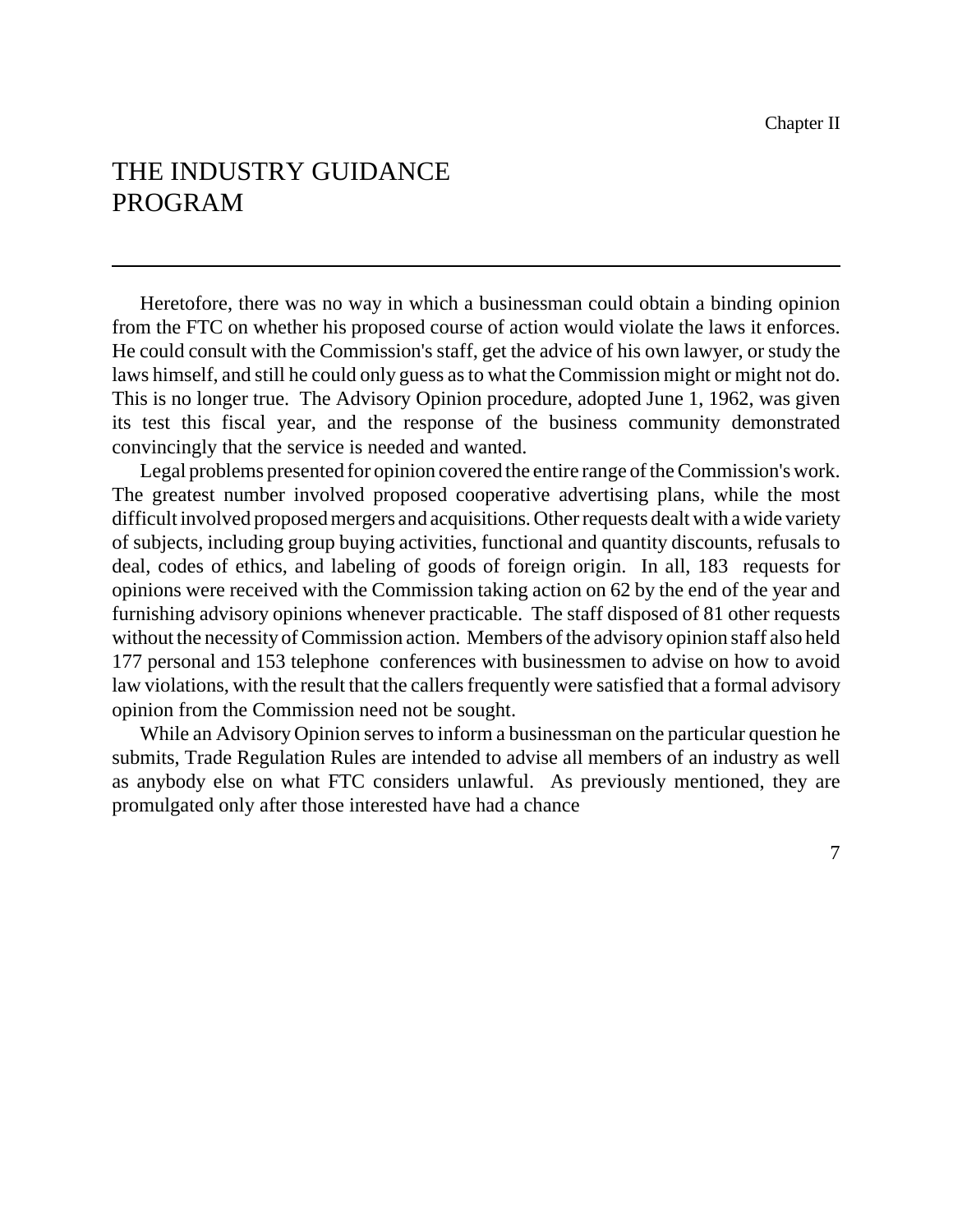Chapter II

# THE INDUSTRY GUIDANCE PROGRAM

Heretofore, there was no way in which a businessman could obtain a binding opinion from the FTC on whether his proposed course of action would violate the laws it enforces. He could consult with the Commission's staff, get the advice of his own lawyer, or study the laws himself, and still he could only guess as to what the Commission might or might not do. This is no longer true. The Advisory Opinion procedure, adopted June 1, 1962, was given its test this fiscal year, and the response of the business community demonstrated convincingly that the service is needed and wanted.

Legal problems presented for opinion covered the entire range of the Commission's work. The greatest number involved proposed cooperative advertising plans, while the most difficult involved proposed mergers and acquisitions. Other requests dealt with a wide variety of subjects, including group buying activities, functional and quantity discounts, refusals to deal, codes of ethics, and labeling of goods of foreign origin. In all, 183 requests for opinions were received with the Commission taking action on 62 by the end of the year and furnishing advisory opinions whenever practicable. The staff disposed of 81 other requests without the necessity of Commission action. Members of the advisory opinion staff also held 177 personal and 153 telephone conferences with businessmen to advise on how to avoid law violations, with the result that the callers frequently were satisfied that a formal advisory opinion from the Commission need not be sought.

While an Advisory Opinion serves to inform a businessman on the particular question he submits, Trade Regulation Rules are intended to advise all members of an industry as well as anybody else on what FTC considers unlawful. As previously mentioned, they are promulgated only after those interested have had a chance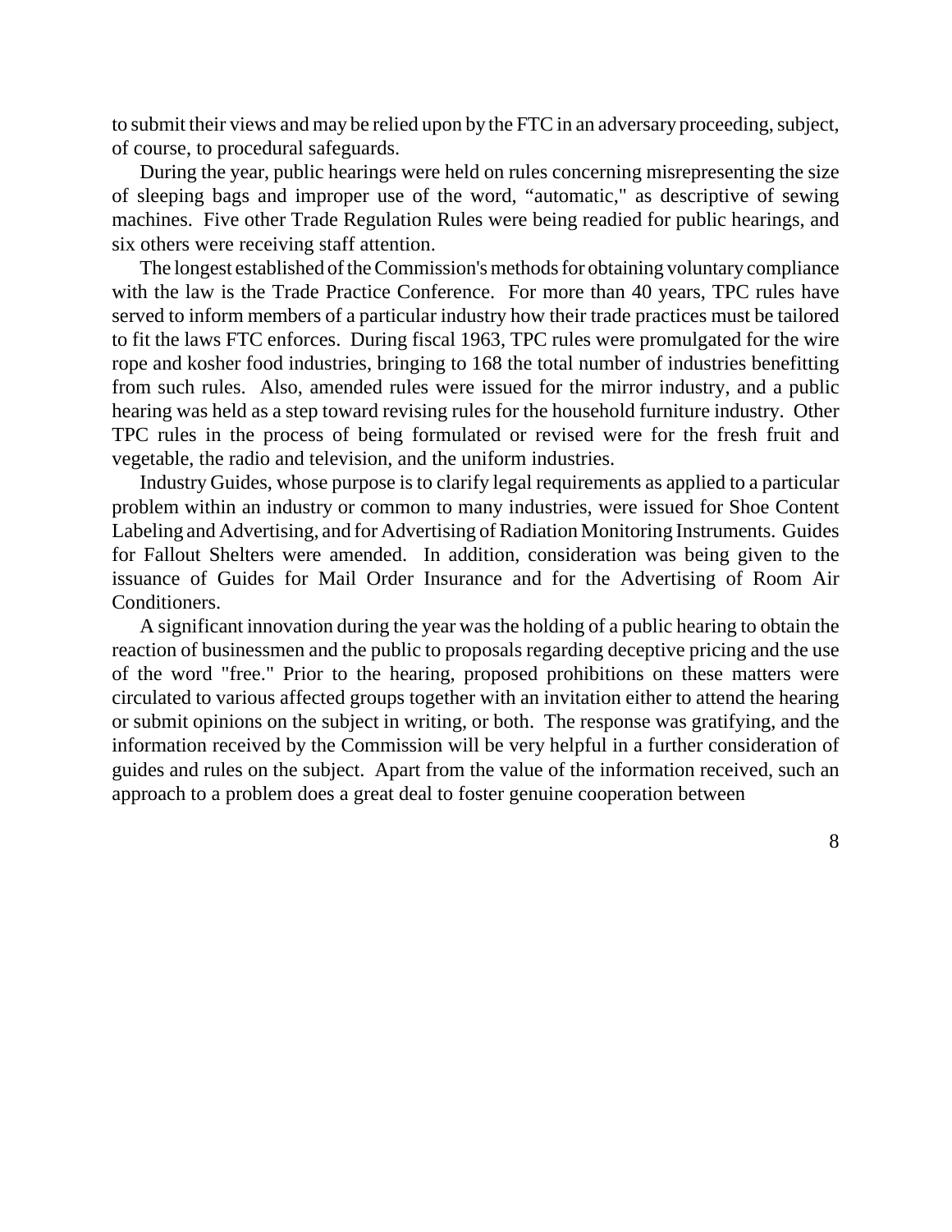to submit their views and may be relied upon by the FTC in an adversary proceeding, subject, of course, to procedural safeguards.

During the year, public hearings were held on rules concerning misrepresenting the size of sleeping bags and improper use of the word, "automatic," as descriptive of sewing machines. Five other Trade Regulation Rules were being readied for public hearings, and six others were receiving staff attention.

The longest established of the Commission's methods for obtaining voluntary compliance with the law is the Trade Practice Conference. For more than 40 years, TPC rules have served to inform members of a particular industry how their trade practices must be tailored to fit the laws FTC enforces. During fiscal 1963, TPC rules were promulgated for the wire rope and kosher food industries, bringing to 168 the total number of industries benefitting from such rules. Also, amended rules were issued for the mirror industry, and a public hearing was held as a step toward revising rules for the household furniture industry. Other TPC rules in the process of being formulated or revised were for the fresh fruit and vegetable, the radio and television, and the uniform industries.

Industry Guides, whose purpose is to clarify legal requirements as applied to a particular problem within an industry or common to many industries, were issued for Shoe Content Labeling and Advertising, and for Advertising of Radiation Monitoring Instruments. Guides for Fallout Shelters were amended. In addition, consideration was being given to the issuance of Guides for Mail Order Insurance and for the Advertising of Room Air Conditioners.

A significant innovation during the year was the holding of a public hearing to obtain the reaction of businessmen and the public to proposals regarding deceptive pricing and the use of the word "free." Prior to the hearing, proposed prohibitions on these matters were circulated to various affected groups together with an invitation either to attend the hearing or submit opinions on the subject in writing, or both. The response was gratifying, and the information received by the Commission will be very helpful in a further consideration of guides and rules on the subject. Apart from the value of the information received, such an approach to a problem does a great deal to foster genuine cooperation between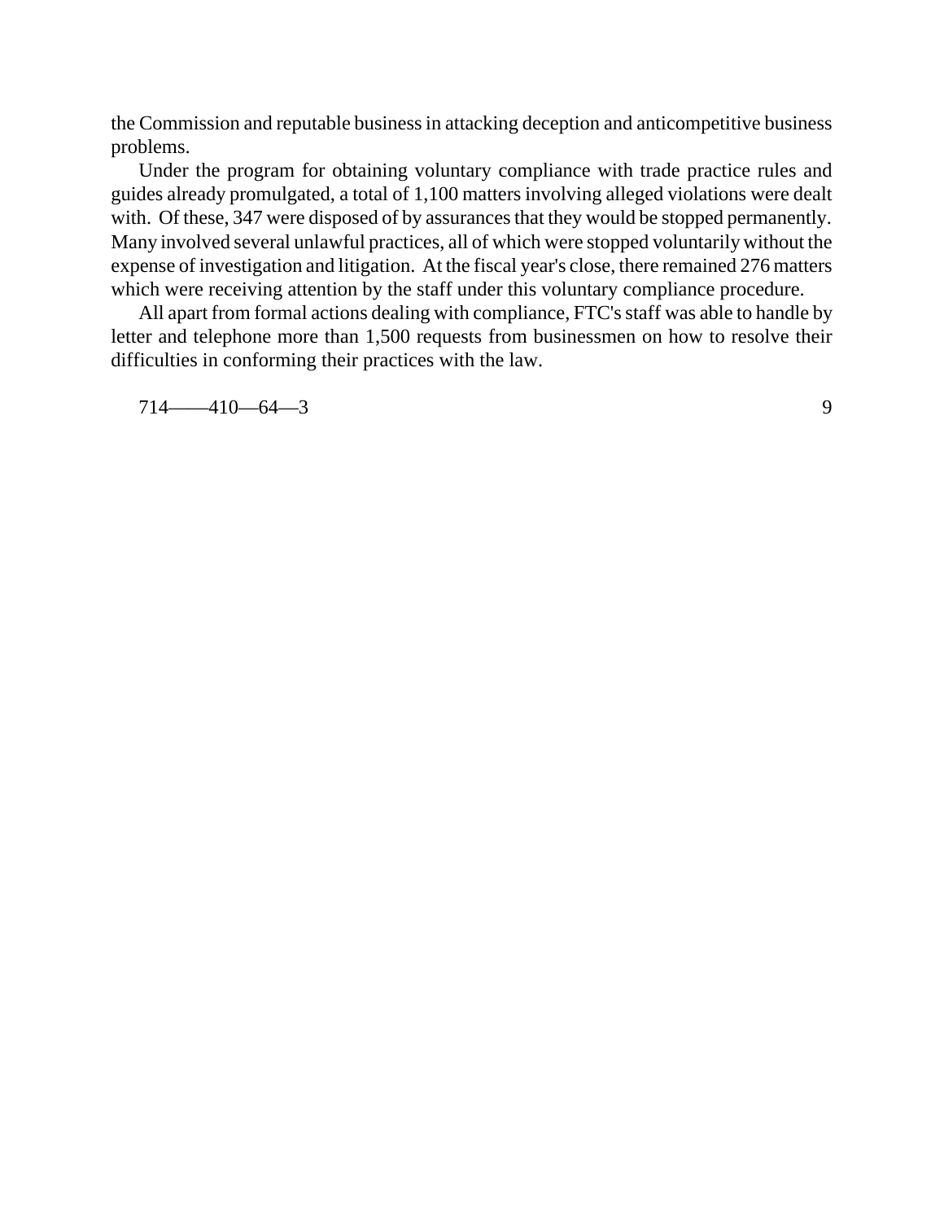the Commission and reputable business in attacking deception and anticompetitive business problems.

Under the program for obtaining voluntary compliance with trade practice rules and guides already promulgated, a total of 1,100 matters involving alleged violations were dealt with. Of these, 347 were disposed of by assurances that they would be stopped permanently. Many involved several unlawful practices, all of which were stopped voluntarily without the expense of investigation and litigation. At the fiscal year's close, there remained 276 matters which were receiving attention by the staff under this voluntary compliance procedure.

All apart from formal actions dealing with compliance, FTC's staff was able to handle by letter and telephone more than 1,500 requests from businessmen on how to resolve their difficulties in conforming their practices with the law.

714——410—64—3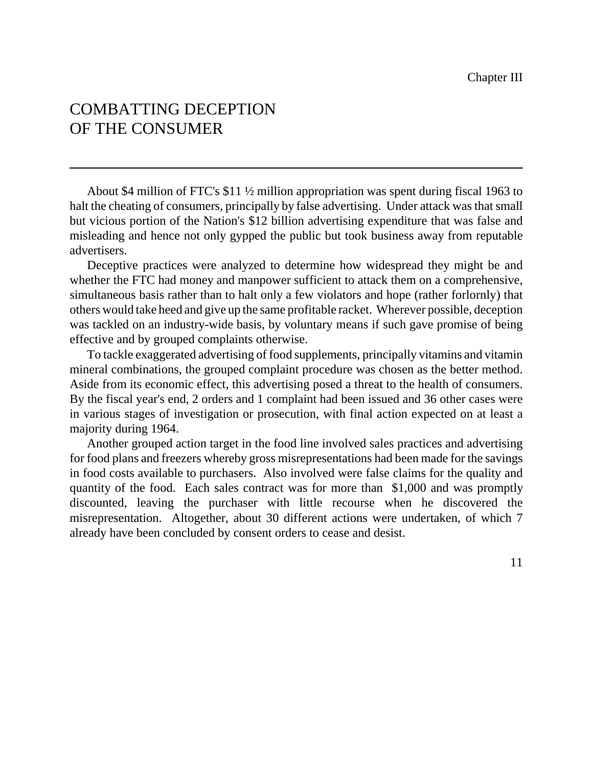Chapter III

# COMBATTING DECEPTION OF THE CONSUMER

About $4 million of FTC's $11 ½ million appropriation was spent during fiscal 1963 to halt the cheating of consumers, principally by false advertising. Under attack was that small but vicious portion of the Nation's $12 billion advertising expenditure that was false and misleading and hence not only gypped the public but took business away from reputable advertisers.

Deceptive practices were analyzed to determine how widespread they might be and whether the FTC had money and manpower sufficient to attack them on a comprehensive, simultaneous basis rather than to halt only a few violators and hope (rather forlornly) that others would take heed and give up the same profitable racket. Wherever possible, deception was tackled on an industry-wide basis, by voluntary means if such gave promise of being effective and by grouped complaints otherwise.

To tackle exaggerated advertising of food supplements, principally vitamins and vitamin mineral combinations, the grouped complaint procedure was chosen as the better method. Aside from its economic effect, this advertising posed a threat to the health of consumers. By the fiscal year's end, 2 orders and 1 complaint had been issued and 36 other cases were in various stages of investigation or prosecution, with final action expected on at least a majority during 1964.

Another grouped action target in the food line involved sales practices and advertising for food plans and freezers whereby gross misrepresentations had been made for the savings in food costs available to purchasers. Also involved were false claims for the quality and quantity of the food. Each sales contract was for more than $1,000 and was promptly discounted, leaving the purchaser with little recourse when he discovered the misrepresentation. Altogether, about 30 different actions were undertaken, of which 7 already have been concluded by consent orders to cease and desist.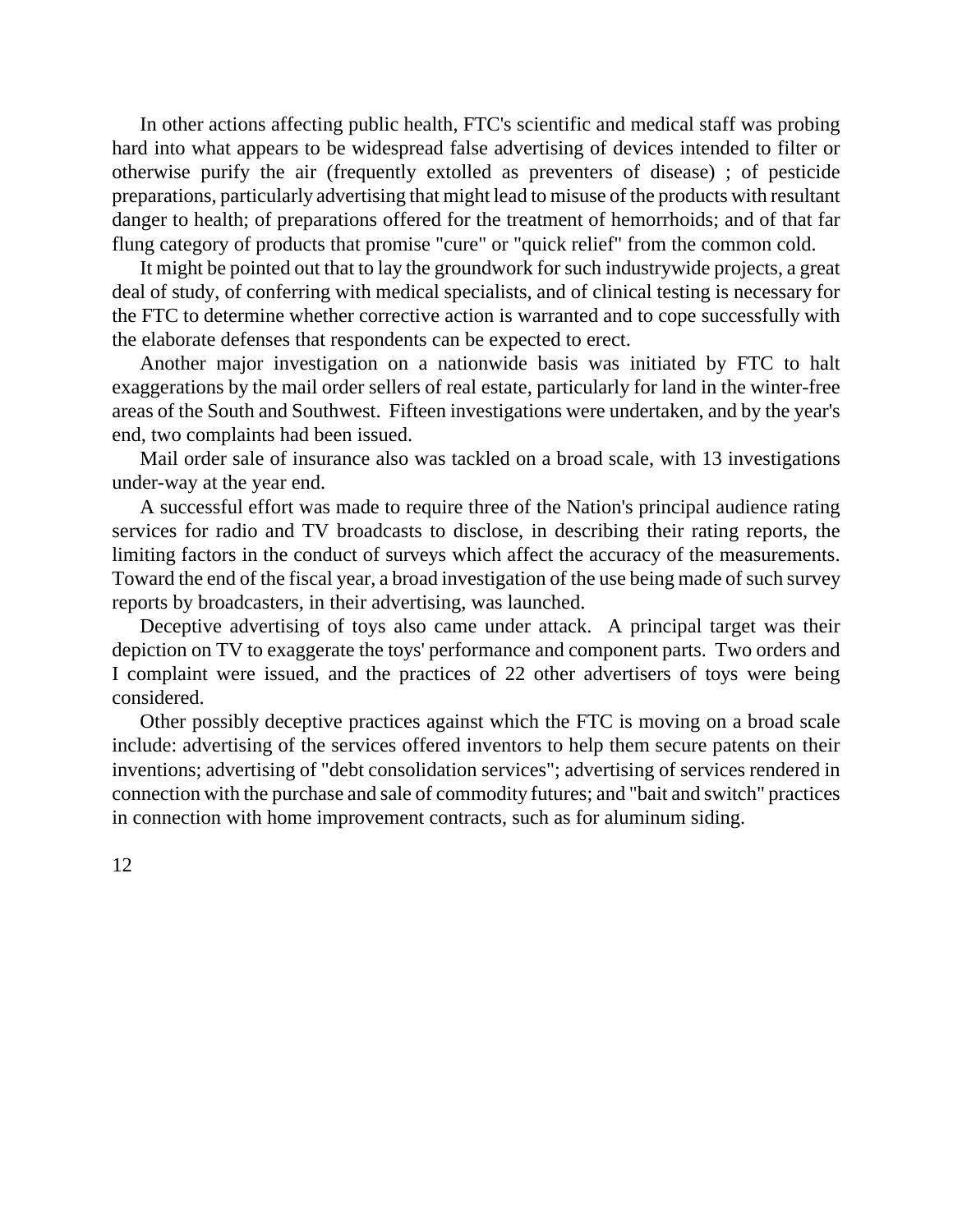In other actions affecting public health, FTC's scientific and medical staff was probing hard into what appears to be widespread false advertising of devices intended to filter or otherwise purify the air (frequently extolled as preventers of disease) ; of pesticide preparations, particularly advertising that might lead to misuse of the products with resultant danger to health; of preparations offered for the treatment of hemorrhoids; and of that far flung category of products that promise "cure" or "quick relief" from the common cold.

It might be pointed out that to lay the groundwork for such industrywide projects, a great deal of study, of conferring with medical specialists, and of clinical testing is necessary for the FTC to determine whether corrective action is warranted and to cope successfully with the elaborate defenses that respondents can be expected to erect.

Another major investigation on a nationwide basis was initiated by FTC to halt exaggerations by the mail order sellers of real estate, particularly for land in the winter-free areas of the South and Southwest. Fifteen investigations were undertaken, and by the year's end, two complaints had been issued.

Mail order sale of insurance also was tackled on a broad scale, with 13 investigations under-way at the year end.

A successful effort was made to require three of the Nation's principal audience rating services for radio and TV broadcasts to disclose, in describing their rating reports, the limiting factors in the conduct of surveys which affect the accuracy of the measurements. Toward the end of the fiscal year, a broad investigation of the use being made of such survey reports by broadcasters, in their advertising, was launched.

Deceptive advertising of toys also came under attack. A principal target was their depiction on TV to exaggerate the toys' performance and component parts. Two orders and I complaint were issued, and the practices of 22 other advertisers of toys were being considered.

Other possibly deceptive practices against which the FTC is moving on a broad scale include: advertising of the services offered inventors to help them secure patents on their inventions; advertising of "debt consolidation services"; advertising of services rendered in connection with the purchase and sale of commodity futures; and "bait and switch" practices in connection with home improvement contracts, such as for aluminum siding.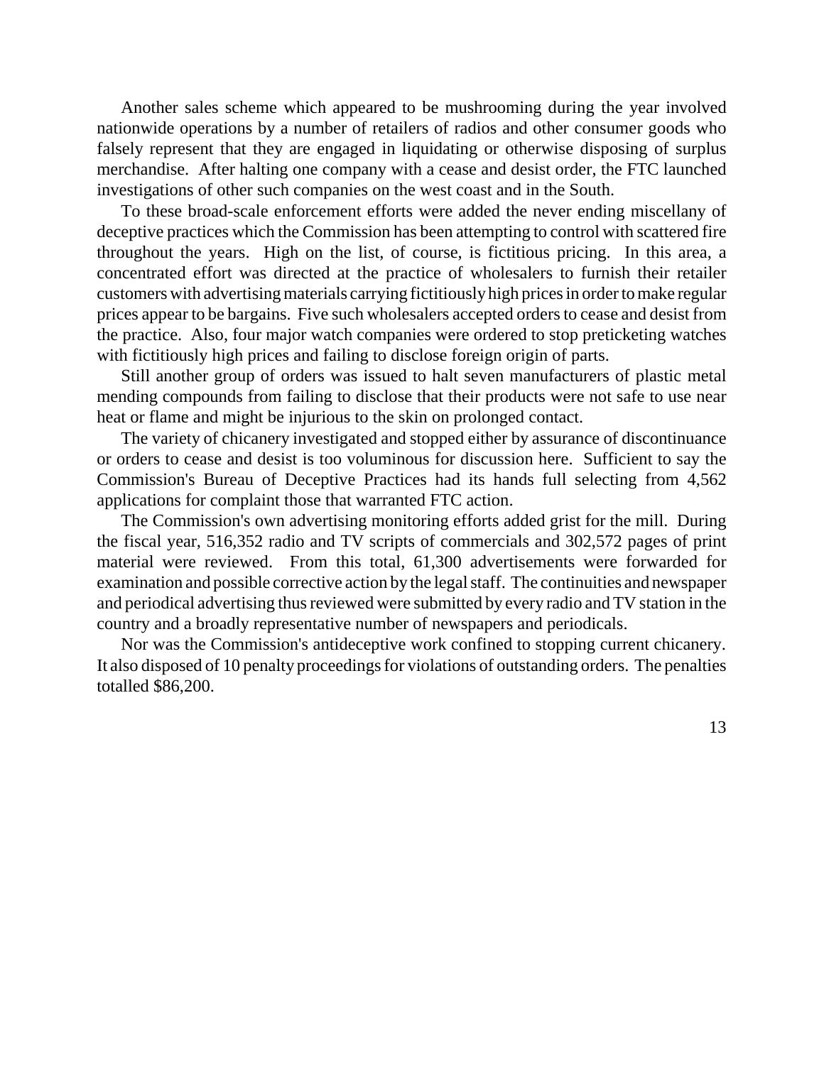Another sales scheme which appeared to be mushrooming during the year involved nationwide operations by a number of retailers of radios and other consumer goods who falsely represent that they are engaged in liquidating or otherwise disposing of surplus merchandise. After halting one company with a cease and desist order, the FTC launched investigations of other such companies on the west coast and in the South.

To these broad-scale enforcement efforts were added the never ending miscellany of deceptive practices which the Commission has been attempting to control with scattered fire throughout the years. High on the list, of course, is fictitious pricing. In this area, a concentrated effort was directed at the practice of wholesalers to furnish their retailer customers with advertising materials carrying fictitiously high prices in order to make regular prices appear to be bargains. Five such wholesalers accepted orders to cease and desist from the practice. Also, four major watch companies were ordered to stop preticketing watches with fictitiously high prices and failing to disclose foreign origin of parts.

Still another group of orders was issued to halt seven manufacturers of plastic metal mending compounds from failing to disclose that their products were not safe to use near heat or flame and might be injurious to the skin on prolonged contact.

The variety of chicanery investigated and stopped either by assurance of discontinuance or orders to cease and desist is too voluminous for discussion here. Sufficient to say the Commission's Bureau of Deceptive Practices had its hands full selecting from 4,562 applications for complaint those that warranted FTC action.

The Commission's own advertising monitoring efforts added grist for the mill. During the fiscal year, 516,352 radio and TV scripts of commercials and 302,572 pages of print material were reviewed. From this total, 61,300 advertisements were forwarded for examination and possible corrective action by the legal staff. The continuities and newspaper and periodical advertising thus reviewed were submitted by every radio and TV station in the country and a broadly representative number of newspapers and periodicals.

Nor was the Commission's antideceptive work confined to stopping current chicanery. It also disposed of 10 penalty proceedings for violations of outstanding orders. The penalties totalled $86,200.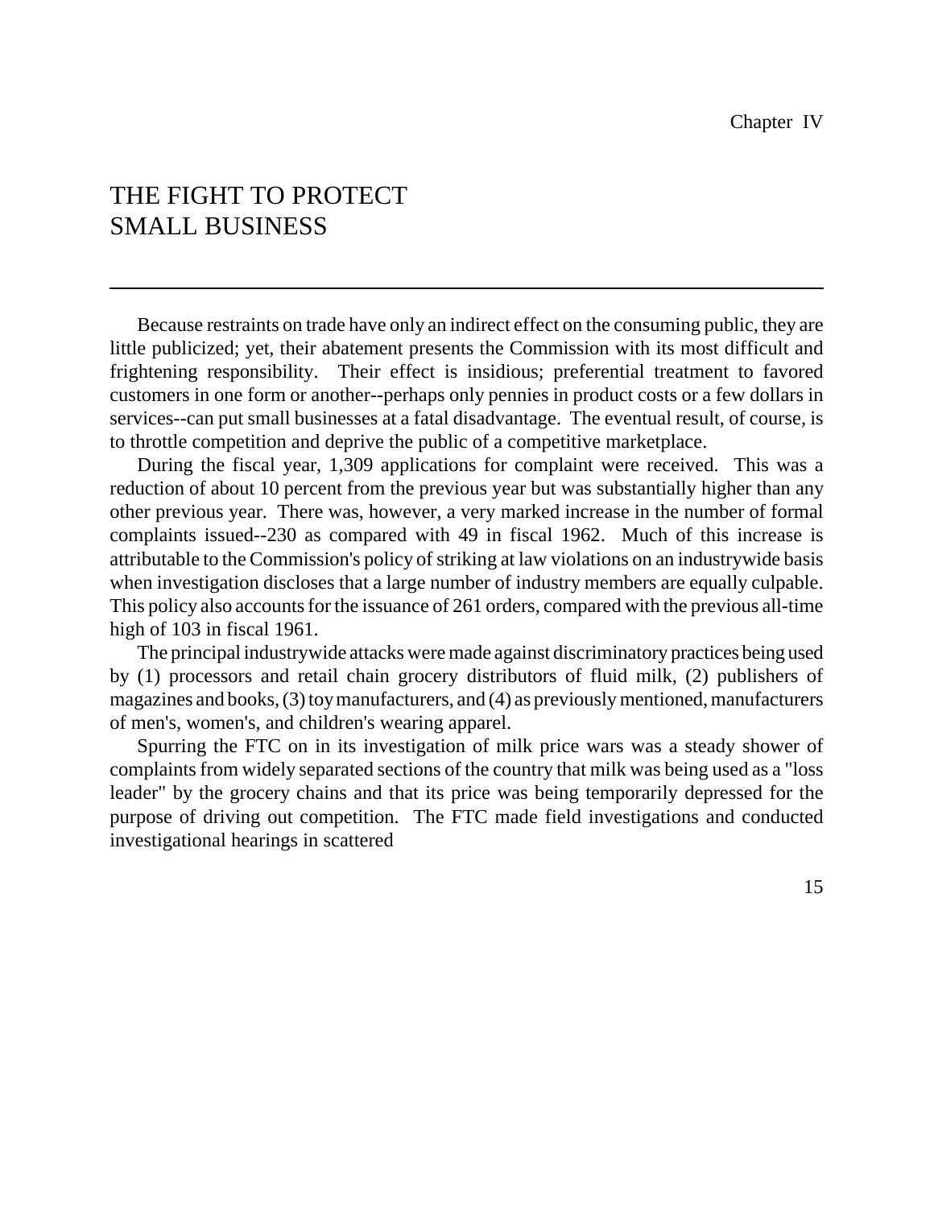Chapter IV

# THE FIGHT TO PROTECT SMALL BUSINESS

Because restraints on trade have only an indirect effect on the consuming public, they are little publicized; yet, their abatement presents the Commission with its most difficult and frightening responsibility. Their effect is insidious; preferential treatment to favored customers in one form or another--perhaps only pennies in product costs or a few dollars in services--can put small businesses at a fatal disadvantage. The eventual result, of course, is to throttle competition and deprive the public of a competitive marketplace.

During the fiscal year, 1,309 applications for complaint were received. This was a reduction of about 10 percent from the previous year but was substantially higher than any other previous year. There was, however, a very marked increase in the number of formal complaints issued--230 as compared with 49 in fiscal 1962. Much of this increase is attributable to the Commission's policy of striking at law violations on an industrywide basis when investigation discloses that a large number of industry members are equally culpable. This policy also accounts for the issuance of 261 orders, compared with the previous all-time high of 103 in fiscal 1961.

The principal industrywide attacks were made against discriminatory practices being used by (1) processors and retail chain grocery distributors of fluid milk, (2) publishers of magazines and books, (3) toy manufacturers, and (4) as previously mentioned, manufacturers of men's, women's, and children's wearing apparel.

Spurring the FTC on in its investigation of milk price wars was a steady shower of complaints from widely separated sections of the country that milk was being used as a "loss leader" by the grocery chains and that its price was being temporarily depressed for the purpose of driving out competition. The FTC made field investigations and conducted investigational hearings in scattered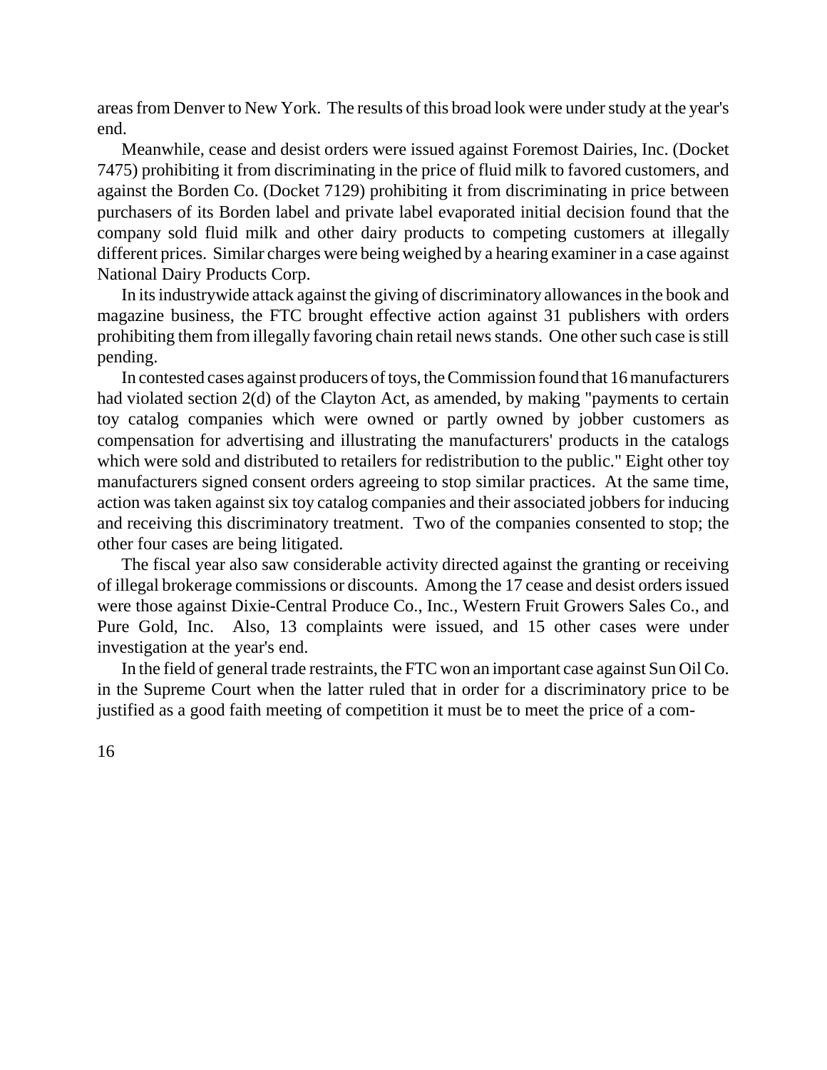areas from Denver to New York. The results of this broad look were under study at the year's end.

Meanwhile, cease and desist orders were issued against Foremost Dairies, Inc. (Docket 7475) prohibiting it from discriminating in the price of fluid milk to favored customers, and against the Borden Co. (Docket 7129) prohibiting it from discriminating in price between purchasers of its Borden label and private label evaporated initial decision found that the company sold fluid milk and other dairy products to competing customers at illegally different prices. Similar charges were being weighed by a hearing examiner in a case against National Dairy Products Corp.

In its industrywide attack against the giving of discriminatory allowances in the book and magazine business, the FTC brought effective action against 31 publishers with orders prohibiting them from illegally favoring chain retail news stands. One other such case is still pending.

In contested cases against producers of toys, the Commission found that 16 manufacturers had violated section 2(d) of the Clayton Act, as amended, by making "payments to certain toy catalog companies which were owned or partly owned by jobber customers as compensation for advertising and illustrating the manufacturers' products in the catalogs which were sold and distributed to retailers for redistribution to the public." Eight other toy manufacturers signed consent orders agreeing to stop similar practices. At the same time, action was taken against six toy catalog companies and their associated jobbers for inducing and receiving this discriminatory treatment. Two of the companies consented to stop; the other four cases are being litigated.

The fiscal year also saw considerable activity directed against the granting or receiving of illegal brokerage commissions or discounts. Among the 17 cease and desist orders issued were those against Dixie-Central Produce Co., Inc., Western Fruit Growers Sales Co., and Pure Gold, Inc. Also, 13 complaints were issued, and 15 other cases were under investigation at the year's end.

In the field of general trade restraints, the FTC won an important case against Sun Oil Co. in the Supreme Court when the latter ruled that in order for a discriminatory price to be justified as a good faith meeting of competition it must be to meet the price of a com-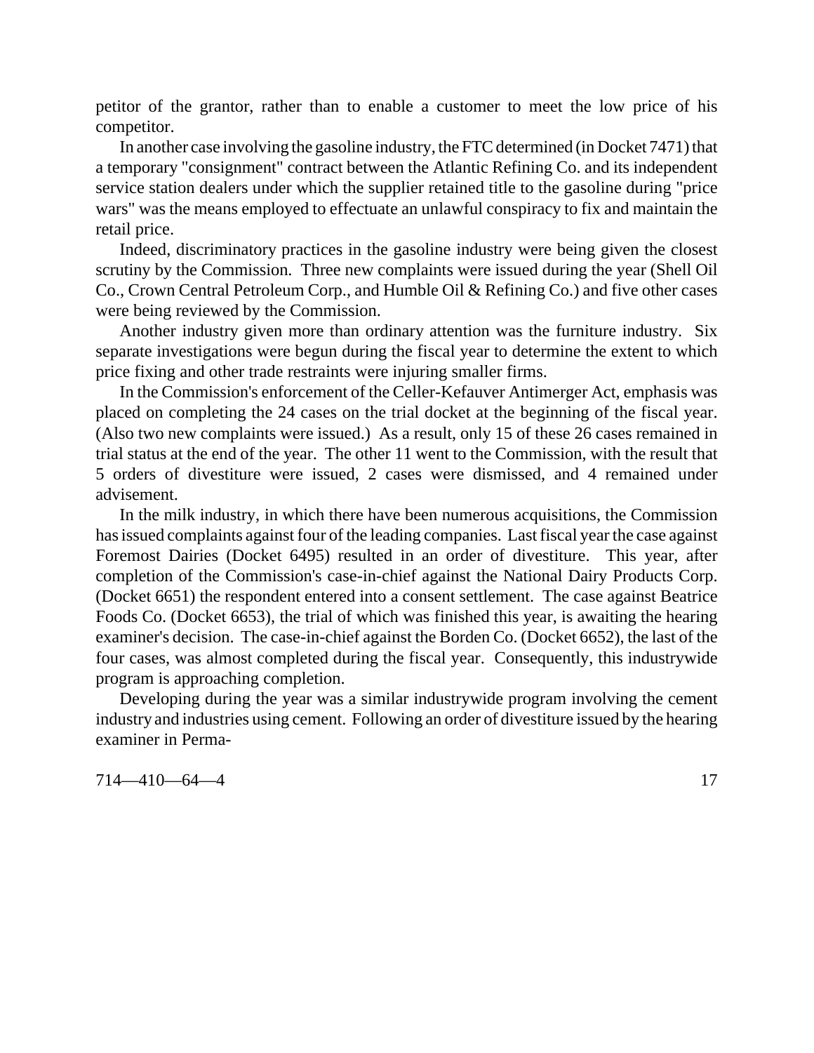petitor of the grantor, rather than to enable a customer to meet the low price of his competitor.

In another case involving the gasoline industry, the FTC determined (in Docket 7471) that a temporary "consignment" contract between the Atlantic Refining Co. and its independent service station dealers under which the supplier retained title to the gasoline during "price wars" was the means employed to effectuate an unlawful conspiracy to fix and maintain the retail price.

Indeed, discriminatory practices in the gasoline industry were being given the closest scrutiny by the Commission. Three new complaints were issued during the year (Shell Oil Co., Crown Central Petroleum Corp., and Humble Oil & Refining Co.) and five other cases were being reviewed by the Commission.

Another industry given more than ordinary attention was the furniture industry. Six separate investigations were begun during the fiscal year to determine the extent to which price fixing and other trade restraints were injuring smaller firms.

In the Commission's enforcement of the Celler-Kefauver Antimerger Act, emphasis was placed on completing the 24 cases on the trial docket at the beginning of the fiscal year. (Also two new complaints were issued.) As a result, only 15 of these 26 cases remained in trial status at the end of the year. The other 11 went to the Commission, with the result that 5 orders of divestiture were issued, 2 cases were dismissed, and 4 remained under advisement.

In the milk industry, in which there have been numerous acquisitions, the Commission has issued complaints against four of the leading companies. Last fiscal year the case against Foremost Dairies (Docket 6495) resulted in an order of divestiture. This year, after completion of the Commission's case-in-chief against the National Dairy Products Corp. (Docket 6651) the respondent entered into a consent settlement. The case against Beatrice Foods Co. (Docket 6653), the trial of which was finished this year, is awaiting the hearing examiner's decision. The case-in-chief against the Borden Co. (Docket 6652), the last of the four cases, was almost completed during the fiscal year. Consequently, this industrywide program is approaching completion.

Developing during the year was a similar industrywide program involving the cement industry and industries using cement. Following an order of divestiture issued by the hearing examiner in Perma-

714—410—64—4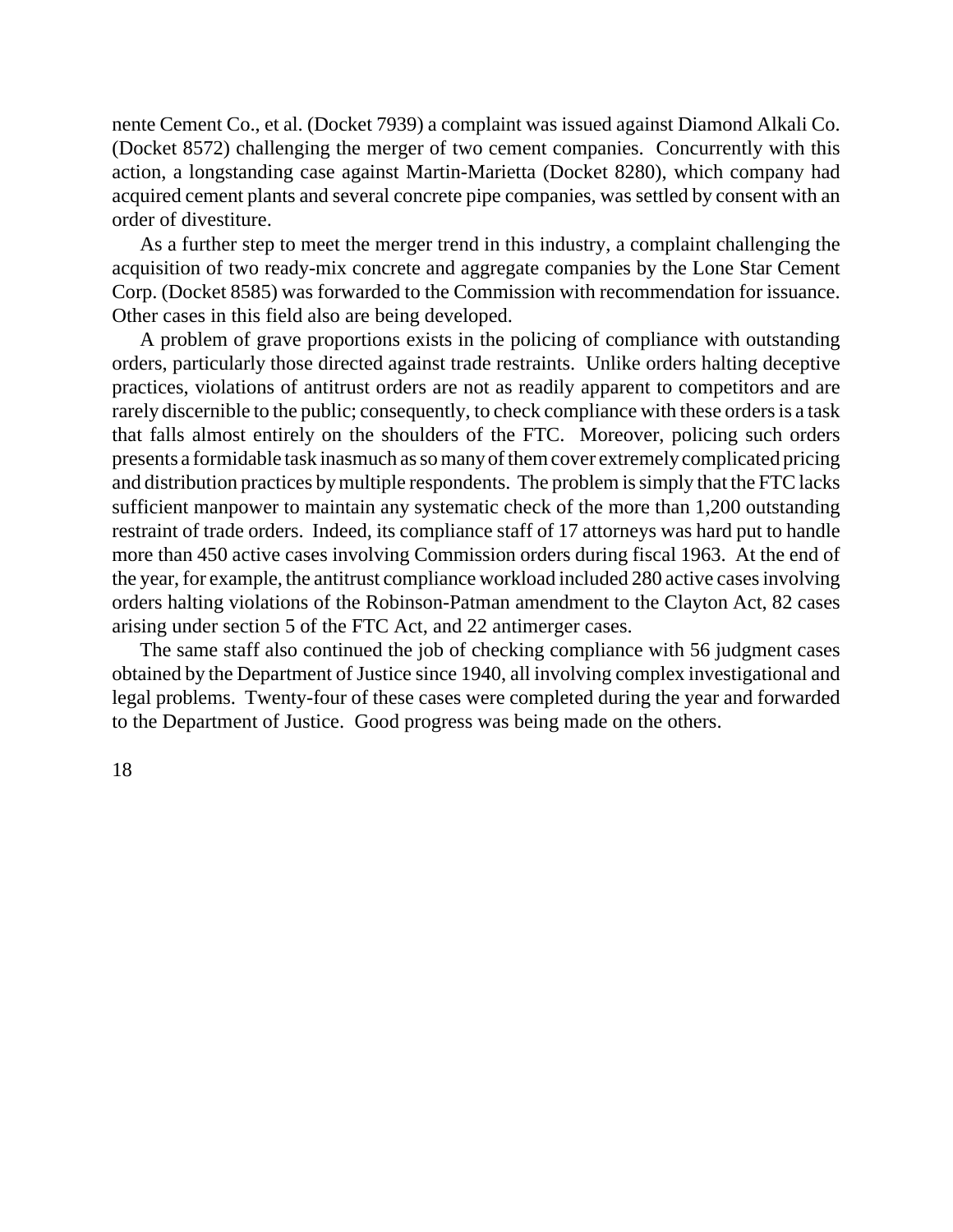nente Cement Co., et al. (Docket 7939) a complaint was issued against Diamond Alkali Co. (Docket 8572) challenging the merger of two cement companies. Concurrently with this action, a longstanding case against Martin-Marietta (Docket 8280), which company had acquired cement plants and several concrete pipe companies, was settled by consent with an order of divestiture.

As a further step to meet the merger trend in this industry, a complaint challenging the acquisition of two ready-mix concrete and aggregate companies by the Lone Star Cement Corp. (Docket 8585) was forwarded to the Commission with recommendation for issuance. Other cases in this field also are being developed.

A problem of grave proportions exists in the policing of compliance with outstanding orders, particularly those directed against trade restraints. Unlike orders halting deceptive practices, violations of antitrust orders are not as readily apparent to competitors and are rarely discernible to the public; consequently, to check compliance with these orders is a task that falls almost entirely on the shoulders of the FTC. Moreover, policing such orders presents a formidable task inasmuch as so many of them cover extremely complicated pricing and distribution practices by multiple respondents. The problem is simply that the FTC lacks sufficient manpower to maintain any systematic check of the more than 1,200 outstanding restraint of trade orders. Indeed, its compliance staff of 17 attorneys was hard put to handle more than 450 active cases involving Commission orders during fiscal 1963. At the end of the year, for example, the antitrust compliance workload included 280 active cases involving orders halting violations of the Robinson-Patman amendment to the Clayton Act, 82 cases arising under section 5 of the FTC Act, and 22 antimerger cases.

The same staff also continued the job of checking compliance with 56 judgment cases obtained by the Department of Justice since 1940, all involving complex investigational and legal problems. Twenty-four of these cases were completed during the year and forwarded to the Department of Justice. Good progress was being made on the others.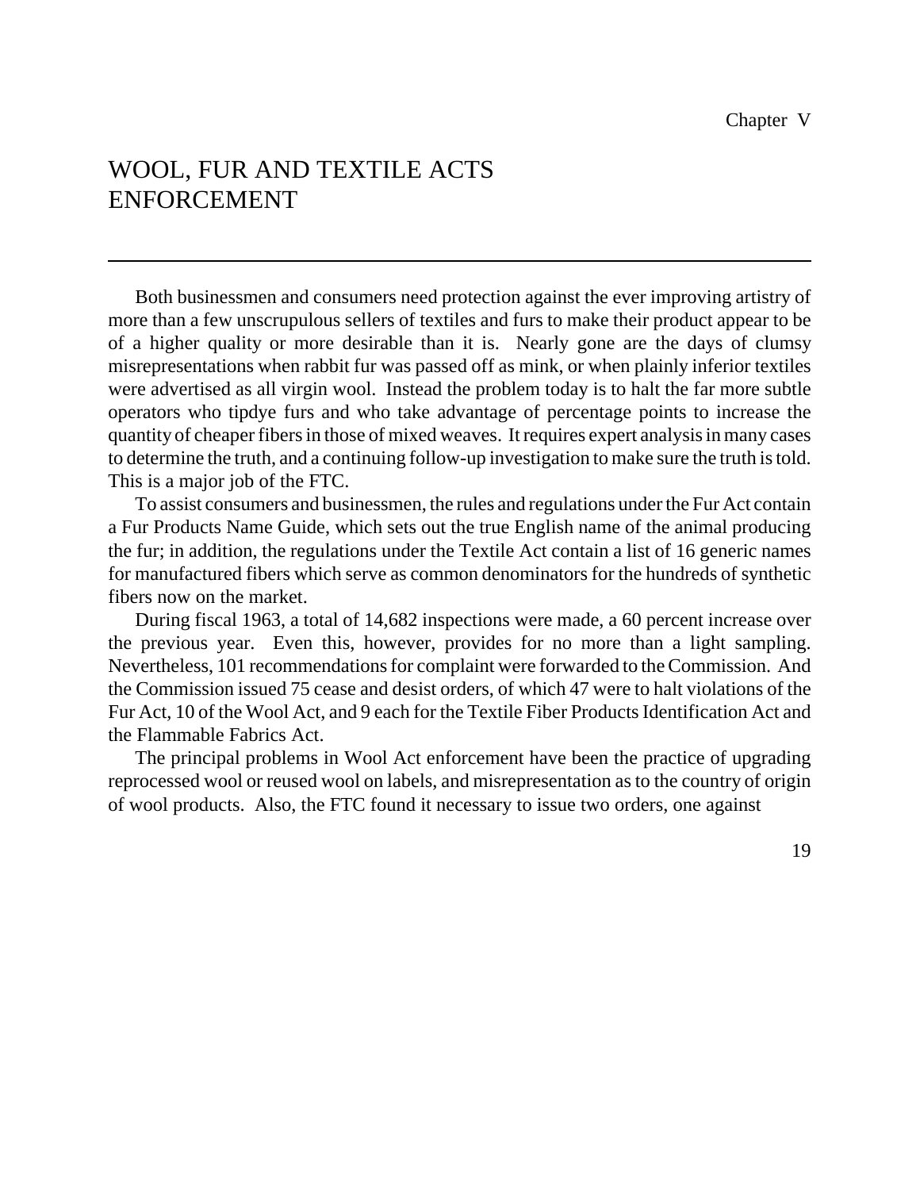Chapter V

# WOOL, FUR AND TEXTILE ACTS ENFORCEMENT

Both businessmen and consumers need protection against the ever improving artistry of more than a few unscrupulous sellers of textiles and furs to make their product appear to be of a higher quality or more desirable than it is. Nearly gone are the days of clumsy misrepresentations when rabbit fur was passed off as mink, or when plainly inferior textiles were advertised as all virgin wool. Instead the problem today is to halt the far more subtle operators who tipdye furs and who take advantage of percentage points to increase the quantity of cheaper fibers in those of mixed weaves. It requires expert analysis in many cases to determine the truth, and a continuing follow-up investigation to make sure the truth is told. This is a major job of the FTC.

To assist consumers and businessmen, the rules and regulations under the Fur Act contain a Fur Products Name Guide, which sets out the true English name of the animal producing the fur; in addition, the regulations under the Textile Act contain a list of 16 generic names for manufactured fibers which serve as common denominators for the hundreds of synthetic fibers now on the market.

During fiscal 1963, a total of 14,682 inspections were made, a 60 percent increase over the previous year. Even this, however, provides for no more than a light sampling. Nevertheless, 101 recommendations for complaint were forwarded to the Commission. And the Commission issued 75 cease and desist orders, of which 47 were to halt violations of the Fur Act, 10 of the Wool Act, and 9 each for the Textile Fiber Products Identification Act and the Flammable Fabrics Act.

The principal problems in Wool Act enforcement have been the practice of upgrading reprocessed wool or reused wool on labels, and misrepresentation as to the country of origin of wool products. Also, the FTC found it necessary to issue two orders, one against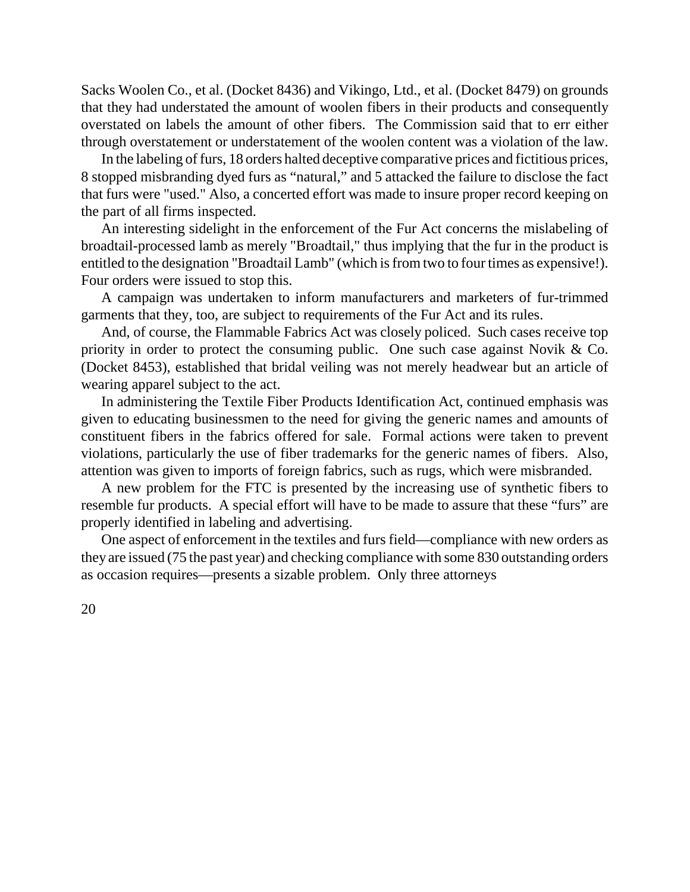Sacks Woolen Co., et al. (Docket 8436) and Vikingo, Ltd., et al. (Docket 8479) on grounds that they had understated the amount of woolen fibers in their products and consequently overstated on labels the amount of other fibers. The Commission said that to err either through overstatement or understatement of the woolen content was a violation of the law.

In the labeling of furs, 18 orders halted deceptive comparative prices and fictitious prices, 8 stopped misbranding dyed furs as “natural,” and 5 attacked the failure to disclose the fact that furs were "used." Also, a concerted effort was made to insure proper record keeping on the part of all firms inspected.

An interesting sidelight in the enforcement of the Fur Act concerns the mislabeling of broadtail-processed lamb as merely "Broadtail," thus implying that the fur in the product is entitled to the designation "Broadtail Lamb" (which is from two to four times as expensive!). Four orders were issued to stop this.

A campaign was undertaken to inform manufacturers and marketers of fur-trimmed garments that they, too, are subject to requirements of the Fur Act and its rules.

And, of course, the Flammable Fabrics Act was closely policed. Such cases receive top priority in order to protect the consuming public. One such case against Novik & Co. (Docket 8453), established that bridal veiling was not merely headwear but an article of wearing apparel subject to the act.

In administering the Textile Fiber Products Identification Act, continued emphasis was given to educating businessmen to the need for giving the generic names and amounts of constituent fibers in the fabrics offered for sale. Formal actions were taken to prevent violations, particularly the use of fiber trademarks for the generic names of fibers. Also, attention was given to imports of foreign fabrics, such as rugs, which were misbranded.

A new problem for the FTC is presented by the increasing use of synthetic fibers to resemble fur products. A special effort will have to be made to assure that these “furs” are properly identified in labeling and advertising.

One aspect of enforcement in the textiles and furs field—compliance with new orders as they are issued (75 the past year) and checking compliance with some 830 outstanding orders as occasion requires—presents a sizable problem. Only three attorneys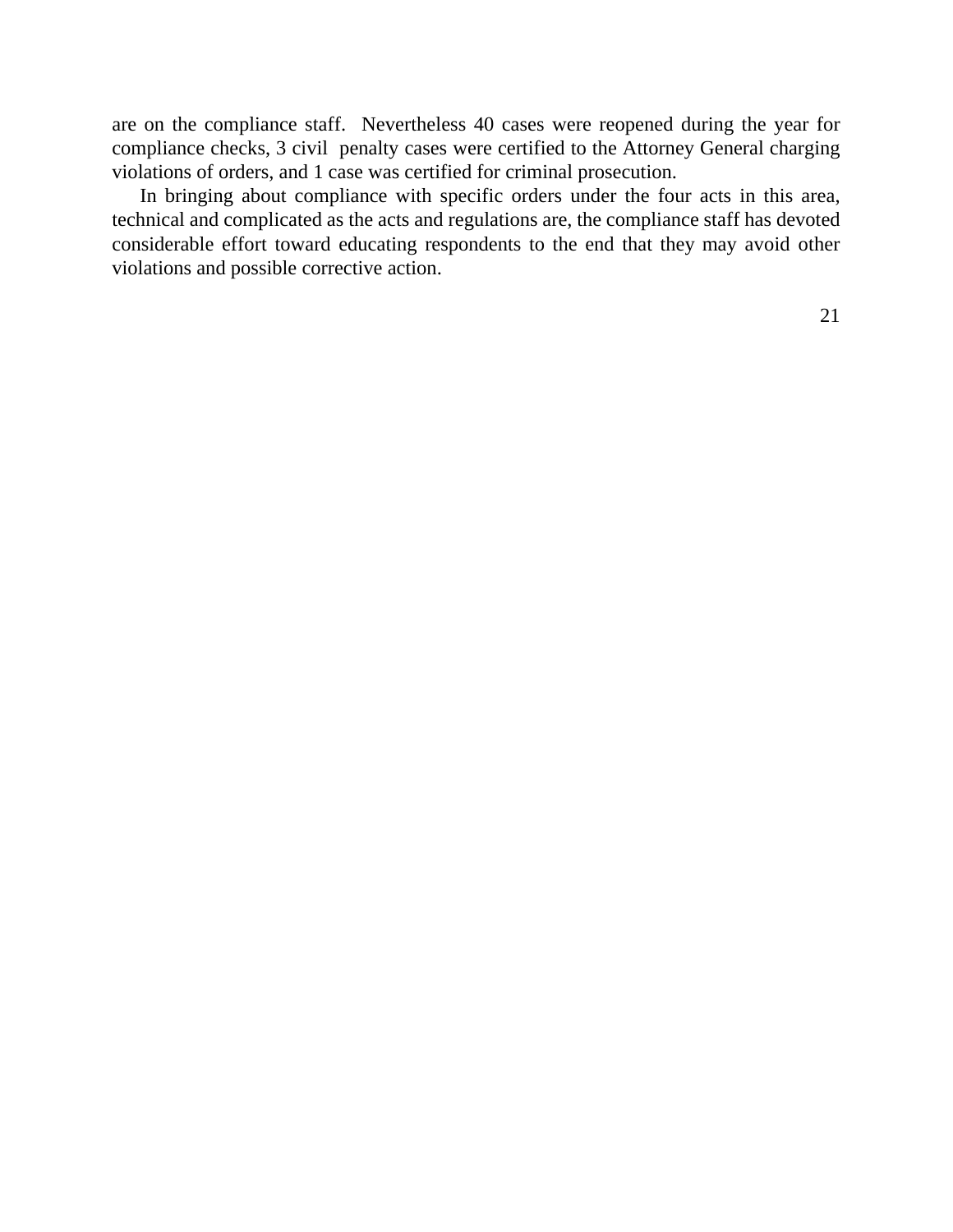are on the compliance staff. Nevertheless 40 cases were reopened during the year for compliance checks, 3 civil penalty cases were certified to the Attorney General charging violations of orders, and 1 case was certified for criminal prosecution.

In bringing about compliance with specific orders under the four acts in this area, technical and complicated as the acts and regulations are, the compliance staff has devoted considerable effort toward educating respondents to the end that they may avoid other violations and possible corrective action.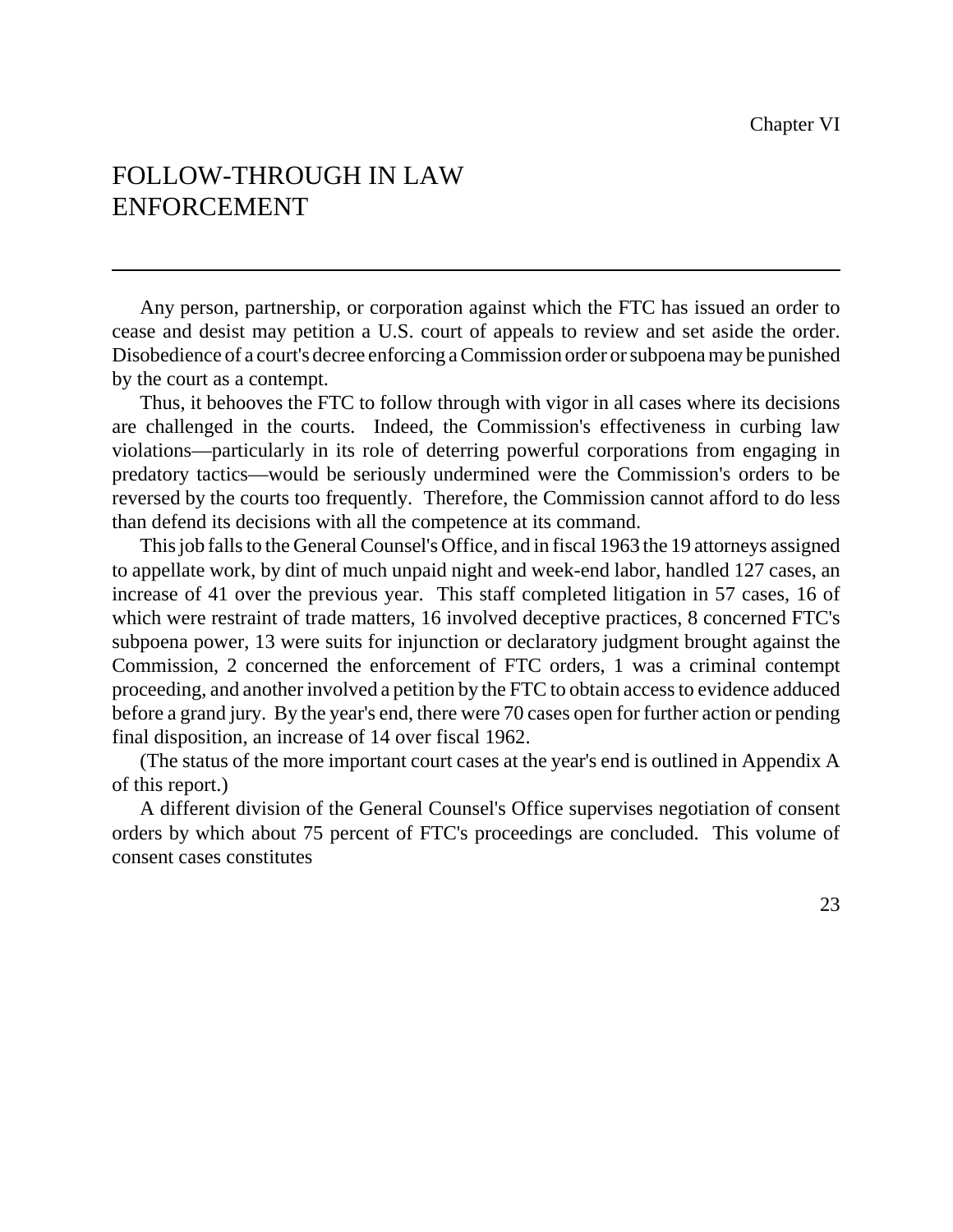Chapter VI

# FOLLOW-THROUGH IN LAW ENFORCEMENT

Any person, partnership, or corporation against which the FTC has issued an order to cease and desist may petition a U.S. court of appeals to review and set aside the order. Disobedience of a court's decree enforcing a Commission order or subpoena may be punished by the court as a contempt.

Thus, it behooves the FTC to follow through with vigor in all cases where its decisions are challenged in the courts. Indeed, the Commission's effectiveness in curbing law violations—particularly in its role of deterring powerful corporations from engaging in predatory tactics—would be seriously undermined were the Commission's orders to be reversed by the courts too frequently. Therefore, the Commission cannot afford to do less than defend its decisions with all the competence at its command.

This job falls to the General Counsel's Office, and in fiscal 1963 the 19 attorneys assigned to appellate work, by dint of much unpaid night and week-end labor, handled 127 cases, an increase of 41 over the previous year. This staff completed litigation in 57 cases, 16 of which were restraint of trade matters, 16 involved deceptive practices, 8 concerned FTC's subpoena power, 13 were suits for injunction or declaratory judgment brought against the Commission, 2 concerned the enforcement of FTC orders, 1 was a criminal contempt proceeding, and another involved a petition by the FTC to obtain access to evidence adduced before a grand jury. By the year's end, there were 70 cases open for further action or pending final disposition, an increase of 14 over fiscal 1962.

(The status of the more important court cases at the year's end is outlined in Appendix A of this report.)

A different division of the General Counsel's Office supervises negotiation of consent orders by which about 75 percent of FTC's proceedings are concluded. This volume of consent cases constitutes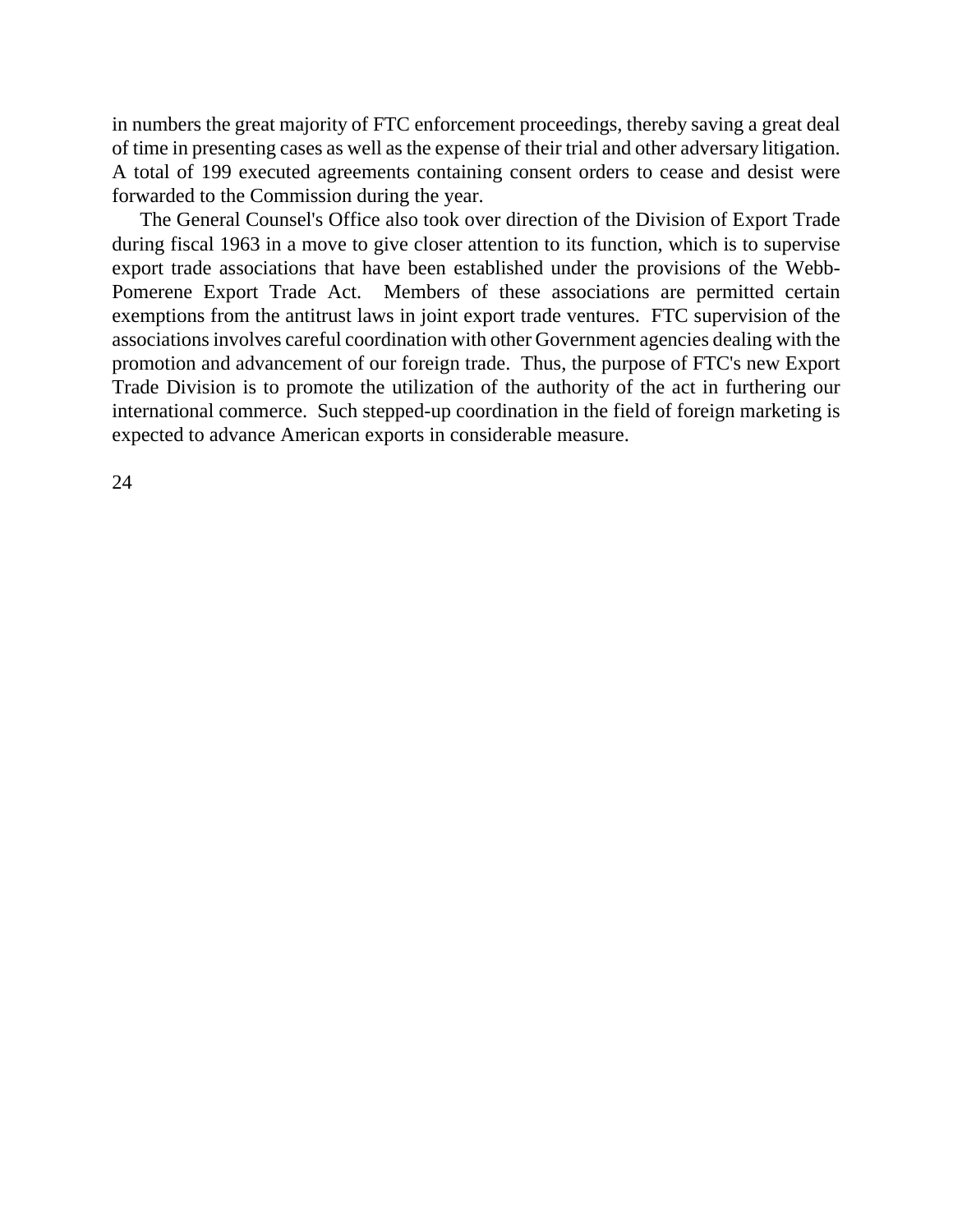in numbers the great majority of FTC enforcement proceedings, thereby saving a great deal of time in presenting cases as well as the expense of their trial and other adversary litigation. A total of 199 executed agreements containing consent orders to cease and desist were forwarded to the Commission during the year.

The General Counsel's Office also took over direction of the Division of Export Trade during fiscal 1963 in a move to give closer attention to its function, which is to supervise export trade associations that have been established under the provisions of the Webb-Pomerene Export Trade Act. Members of these associations are permitted certain exemptions from the antitrust laws in joint export trade ventures. FTC supervision of the associations involves careful coordination with other Government agencies dealing with the promotion and advancement of our foreign trade. Thus, the purpose of FTC's new Export Trade Division is to promote the utilization of the authority of the act in furthering our international commerce. Such stepped-up coordination in the field of foreign marketing is expected to advance American exports in considerable measure.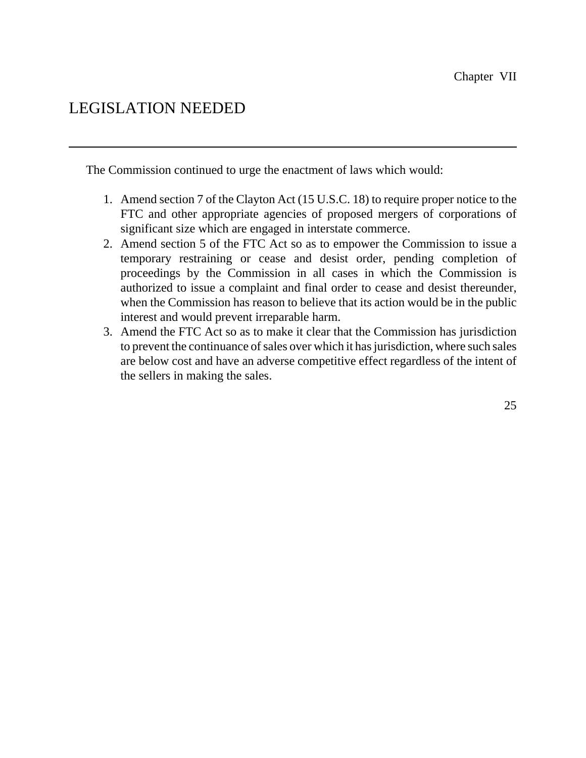Chapter VII

# LEGISLATION NEEDED

The Commission continued to urge the enactment of laws which would:

1. Amend section 7 of the Clayton Act (15 U.S.C. 18) to require proper notice to the FTC and other appropriate agencies of proposed mergers of corporations of significant size which are engaged in interstate commerce.
2. Amend section 5 of the FTC Act so as to empower the Commission to issue a temporary restraining or cease and desist order, pending completion of proceedings by the Commission in all cases in which the Commission is authorized to issue a complaint and final order to cease and desist thereunder, when the Commission has reason to believe that its action would be in the public interest and would prevent irreparable harm.
3. Amend the FTC Act so as to make it clear that the Commission has jurisdiction to prevent the continuance of sales over which it has jurisdiction, where such sales are below cost and have an adverse competitive effect regardless of the intent of the sellers in making the sales.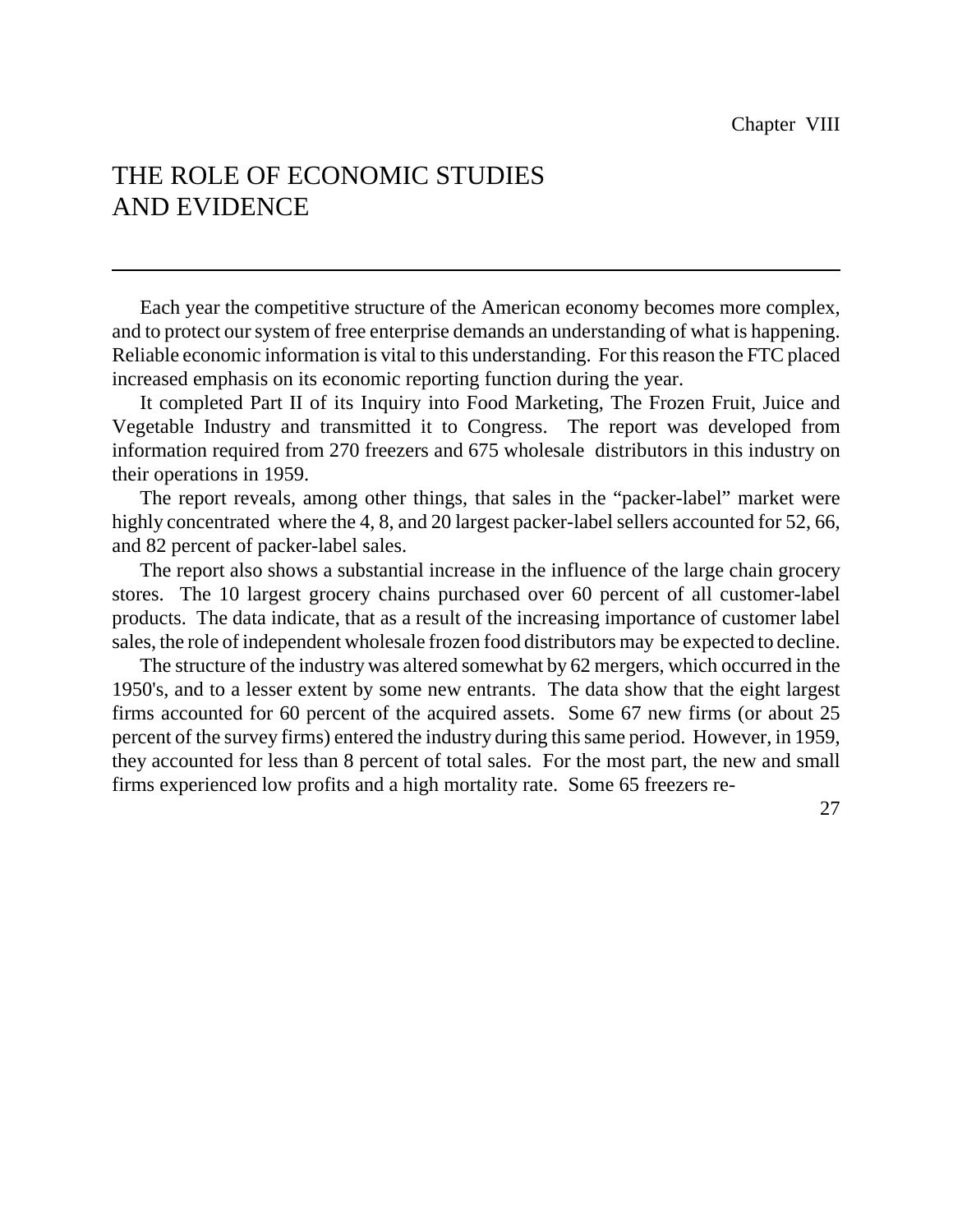Chapter VIII

# THE ROLE OF ECONOMIC STUDIES AND EVIDENCE

Each year the competitive structure of the American economy becomes more complex, and to protect our system of free enterprise demands an understanding of what is happening. Reliable economic information is vital to this understanding. For this reason the FTC placed increased emphasis on its economic reporting function during the year.

It completed Part II of its Inquiry into Food Marketing, The Frozen Fruit, Juice and Vegetable Industry and transmitted it to Congress. The report was developed from information required from 270 freezers and 675 wholesale distributors in this industry on their operations in 1959.

The report reveals, among other things, that sales in the "packer-label" market were highly concentrated where the 4, 8, and 20 largest packer-label sellers accounted for 52, 66, and 82 percent of packer-label sales.

The report also shows a substantial increase in the influence of the large chain grocery stores. The 10 largest grocery chains purchased over 60 percent of all customer-label products. The data indicate, that as a result of the increasing importance of customer label sales, the role of independent wholesale frozen food distributors may be expected to decline.

The structure of the industry was altered somewhat by 62 mergers, which occurred in the 1950's, and to a lesser extent by some new entrants. The data show that the eight largest firms accounted for 60 percent of the acquired assets. Some 67 new firms (or about 25 percent of the survey firms) entered the industry during this same period. However, in 1959, they accounted for less than 8 percent of total sales. For the most part, the new and small firms experienced low profits and a high mortality rate. Some 65 freezers re-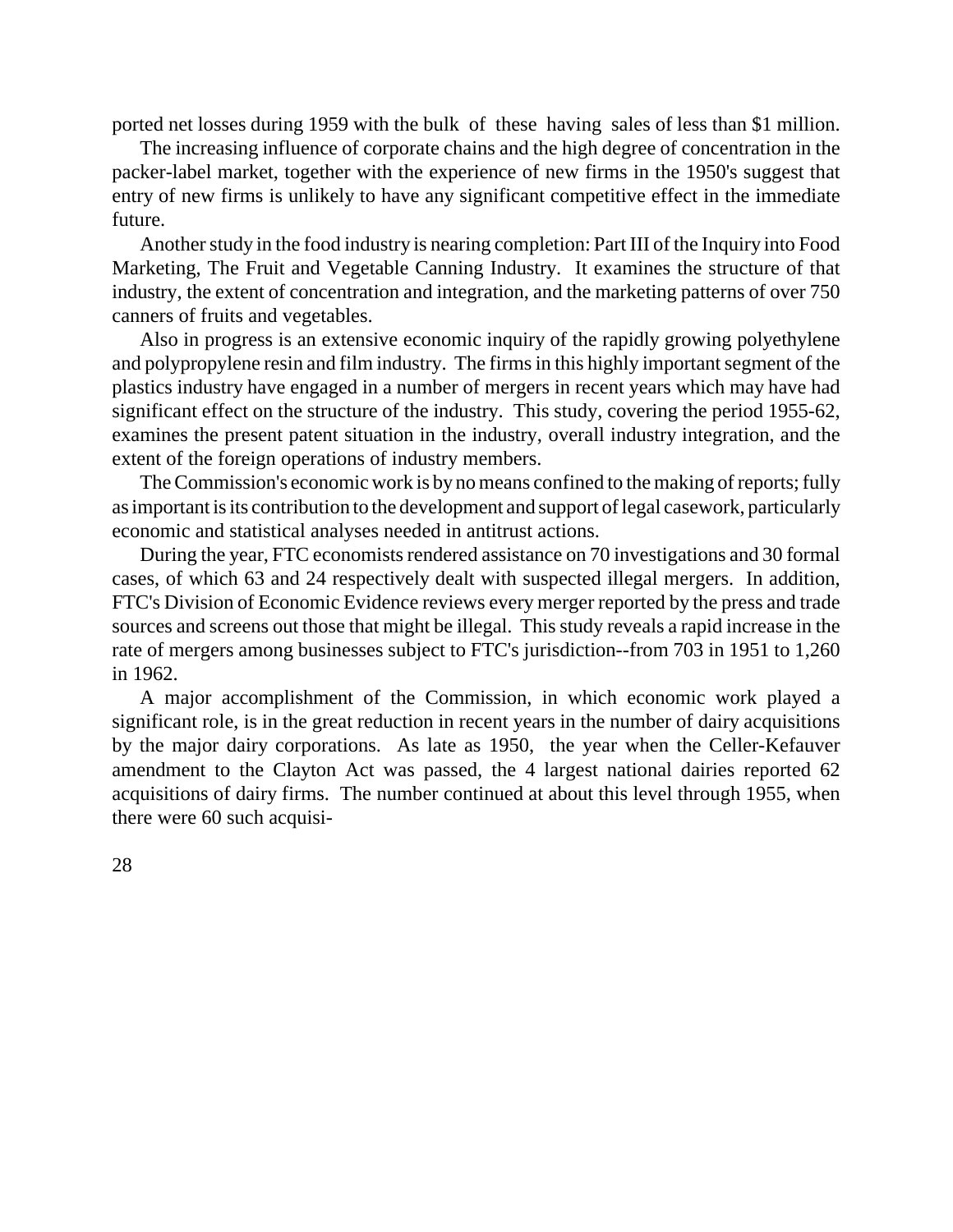ported net losses during 1959 with the bulk of these having sales of less than $1 million.

The increasing influence of corporate chains and the high degree of concentration in the packer-label market, together with the experience of new firms in the 1950's suggest that entry of new firms is unlikely to have any significant competitive effect in the immediate future.

Another study in the food industry is nearing completion: Part III of the Inquiry into Food Marketing, The Fruit and Vegetable Canning Industry. It examines the structure of that industry, the extent of concentration and integration, and the marketing patterns of over 750 canners of fruits and vegetables.

Also in progress is an extensive economic inquiry of the rapidly growing polyethylene and polypropylene resin and film industry. The firms in this highly important segment of the plastics industry have engaged in a number of mergers in recent years which may have had significant effect on the structure of the industry. This study, covering the period 1955-62, examines the present patent situation in the industry, overall industry integration, and the extent of the foreign operations of industry members.

The Commission's economic work is by no means confined to the making of reports; fully as important is its contribution to the development and support of legal casework, particularly economic and statistical analyses needed in antitrust actions.

During the year, FTC economists rendered assistance on 70 investigations and 30 formal cases, of which 63 and 24 respectively dealt with suspected illegal mergers. In addition, FTC's Division of Economic Evidence reviews every merger reported by the press and trade sources and screens out those that might be illegal. This study reveals a rapid increase in the rate of mergers among businesses subject to FTC's jurisdiction--from 703 in 1951 to 1,260 in 1962.

A major accomplishment of the Commission, in which economic work played a significant role, is in the great reduction in recent years in the number of dairy acquisitions by the major dairy corporations. As late as 1950, the year when the Celler-Kefauver amendment to the Clayton Act was passed, the 4 largest national dairies reported 62 acquisitions of dairy firms. The number continued at about this level through 1955, when there were 60 such acquisi-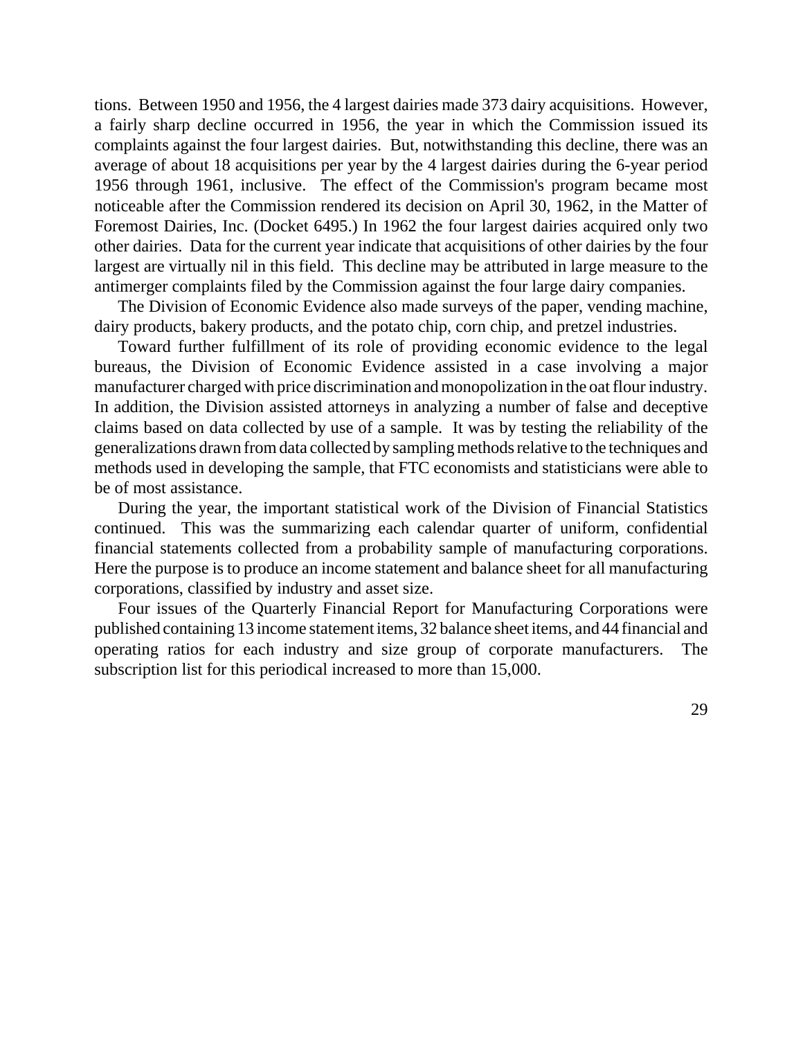tions. Between 1950 and 1956, the 4 largest dairies made 373 dairy acquisitions. However, a fairly sharp decline occurred in 1956, the year in which the Commission issued its complaints against the four largest dairies. But, notwithstanding this decline, there was an average of about 18 acquisitions per year by the 4 largest dairies during the 6-year period 1956 through 1961, inclusive. The effect of the Commission's program became most noticeable after the Commission rendered its decision on April 30, 1962, in the Matter of Foremost Dairies, Inc. (Docket 6495.) In 1962 the four largest dairies acquired only two other dairies. Data for the current year indicate that acquisitions of other dairies by the four largest are virtually nil in this field. This decline may be attributed in large measure to the antimerger complaints filed by the Commission against the four large dairy companies.

The Division of Economic Evidence also made surveys of the paper, vending machine, dairy products, bakery products, and the potato chip, corn chip, and pretzel industries.

Toward further fulfillment of its role of providing economic evidence to the legal bureaus, the Division of Economic Evidence assisted in a case involving a major manufacturer charged with price discrimination and monopolization in the oat flour industry. In addition, the Division assisted attorneys in analyzing a number of false and deceptive claims based on data collected by use of a sample. It was by testing the reliability of the generalizations drawn from data collected by sampling methods relative to the techniques and methods used in developing the sample, that FTC economists and statisticians were able to be of most assistance.

During the year, the important statistical work of the Division of Financial Statistics continued. This was the summarizing each calendar quarter of uniform, confidential financial statements collected from a probability sample of manufacturing corporations. Here the purpose is to produce an income statement and balance sheet for all manufacturing corporations, classified by industry and asset size.

Four issues of the Quarterly Financial Report for Manufacturing Corporations were published containing 13 income statement items, 32 balance sheet items, and 44 financial and operating ratios for each industry and size group of corporate manufacturers. The subscription list for this periodical increased to more than 15,000.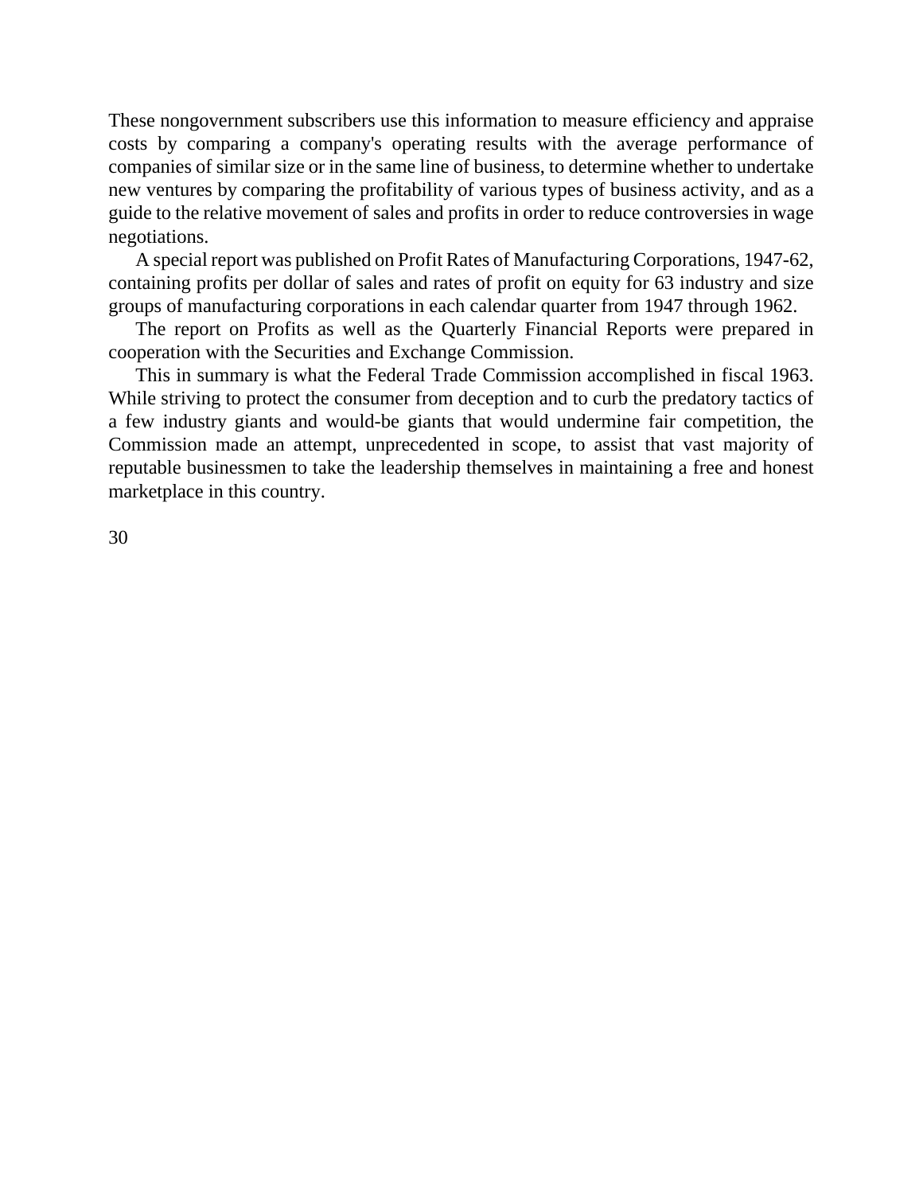These nongovernment subscribers use this information to measure efficiency and appraise costs by comparing a company's operating results with the average performance of companies of similar size or in the same line of business, to determine whether to undertake new ventures by comparing the profitability of various types of business activity, and as a guide to the relative movement of sales and profits in order to reduce controversies in wage negotiations.

A special report was published on Profit Rates of Manufacturing Corporations, 1947-62, containing profits per dollar of sales and rates of profit on equity for 63 industry and size groups of manufacturing corporations in each calendar quarter from 1947 through 1962.

The report on Profits as well as the Quarterly Financial Reports were prepared in cooperation with the Securities and Exchange Commission.

This in summary is what the Federal Trade Commission accomplished in fiscal 1963. While striving to protect the consumer from deception and to curb the predatory tactics of a few industry giants and would-be giants that would undermine fair competition, the Commission made an attempt, unprecedented in scope, to assist that vast majority of reputable businessmen to take the leadership themselves in maintaining a free and honest marketplace in this country.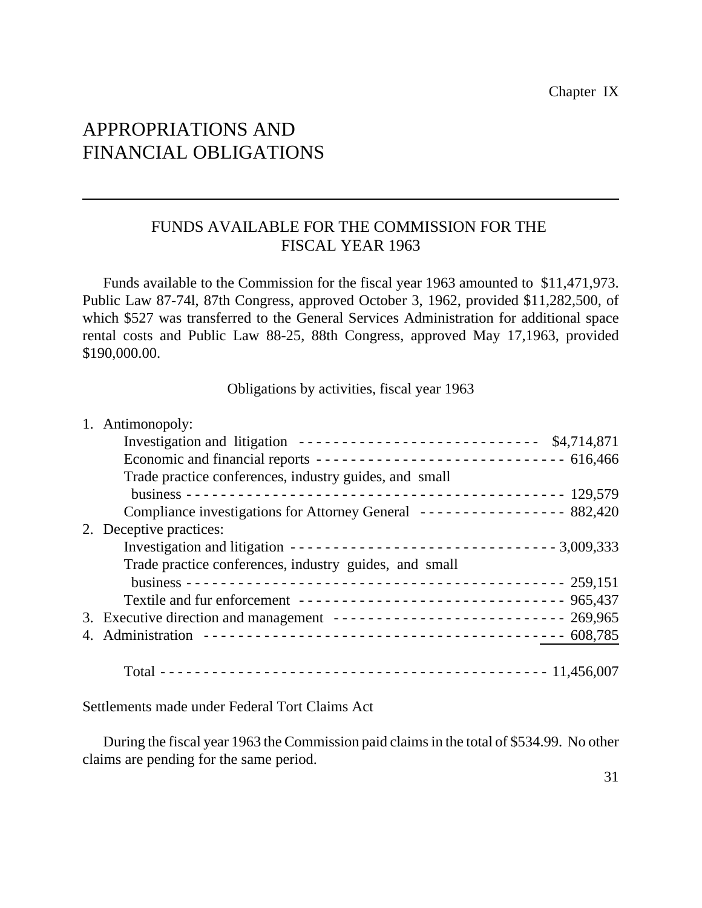Chapter IX

# APPROPRIATIONS AND FINANCIAL OBLIGATIONS

## FUNDS AVAILABLE FOR THE COMMISSION FOR THE FISCAL YEAR 1963

Funds available to the Commission for the fiscal year 1963 amounted to $11,471,973. Public Law 87-74l, 87th Congress, approved October 3, 1962, provided $11,282,500, of which $527 was transferred to the General Services Administration for additional space rental costs and Public Law 88-25, 88th Congress, approved May 17,1963, provided $190,000.00.

Obligations by activities, fiscal year 1963

| Activity | Amount |
|---|---|
| 1. Antimonopoly: | |
| Investigation and litigation | $4,714,871 |
| Economic and financial reports | 616,466 |
| Trade practice conferences, industry guides, and small business | 129,579 |
| Compliance investigations for Attorney General | 882,420 |
| 2. Deceptive practices: | |
| Investigation and litigation | 3,009,333 |
| Trade practice conferences, industry guides, and small business | 259,151 |
| Textile and fur enforcement | 965,437 |
| 3. Executive direction and management | 269,965 |
| 4. Administration | 608,785 |
| Total | 11,456,007 |

Settlements made under Federal Tort Claims Act

During the fiscal year 1963 the Commission paid claims in the total of $534.99. No other claims are pending for the same period.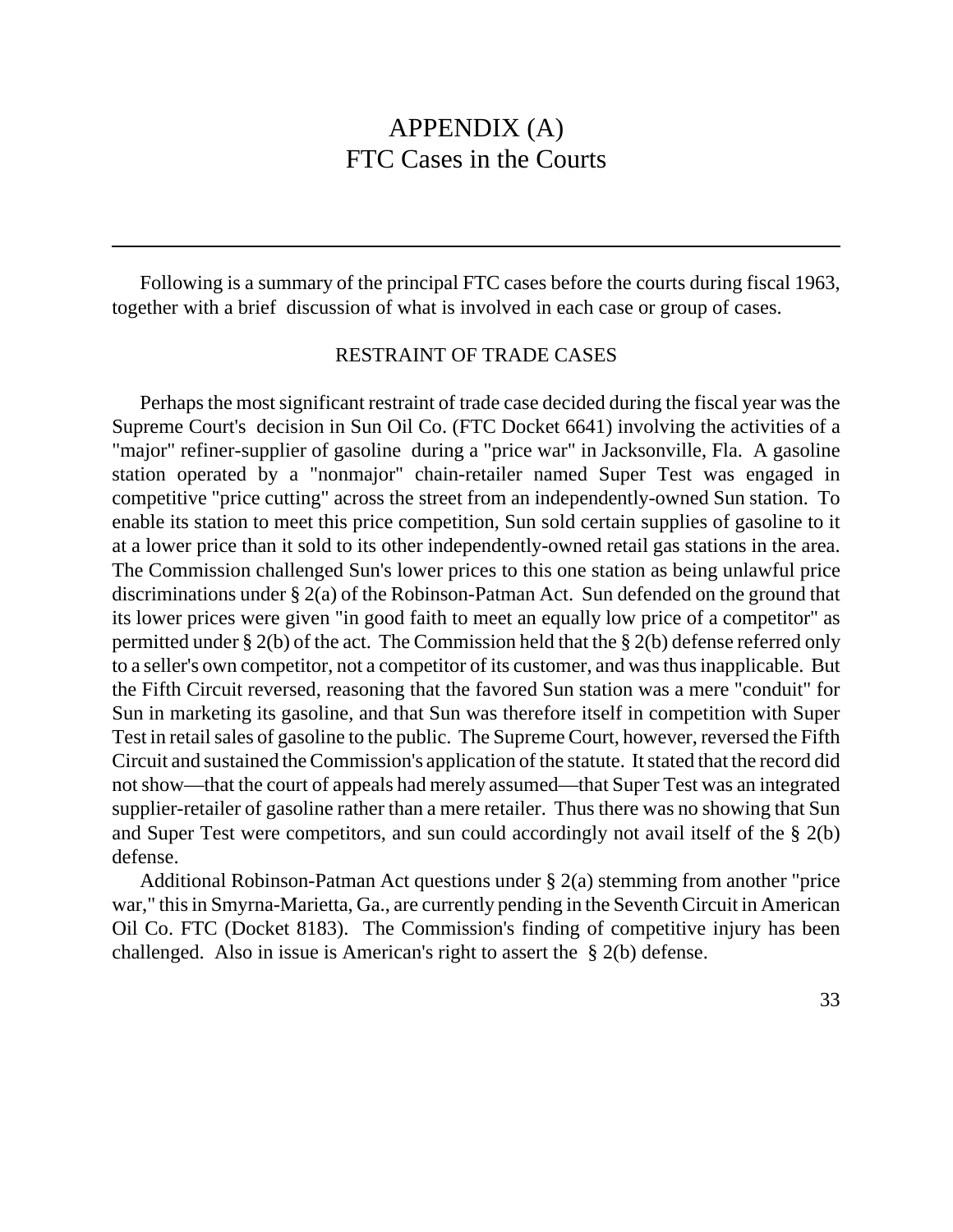# APPENDIX (A)
# FTC Cases in the Courts

---

Following is a summary of the principal FTC cases before the courts during fiscal 1963, together with a brief discussion of what is involved in each case or group of cases.

## RESTRAINT OF TRADE CASES

Perhaps the most significant restraint of trade case decided during the fiscal year was the Supreme Court's decision in Sun Oil Co. (FTC Docket 6641) involving the activities of a "major" refiner-supplier of gasoline during a "price war" in Jacksonville, Fla. A gasoline station operated by a "nonmajor" chain-retailer named Super Test was engaged in competitive "price cutting" across the street from an independently-owned Sun station. To enable its station to meet this price competition, Sun sold certain supplies of gasoline to it at a lower price than it sold to its other independently-owned retail gas stations in the area. The Commission challenged Sun's lower prices to this one station as being unlawful price discriminations under § 2(a) of the Robinson-Patman Act. Sun defended on the ground that its lower prices were given "in good faith to meet an equally low price of a competitor" as permitted under § 2(b) of the act. The Commission held that the § 2(b) defense referred only to a seller's own competitor, not a competitor of its customer, and was thus inapplicable. But the Fifth Circuit reversed, reasoning that the favored Sun station was a mere "conduit" for Sun in marketing its gasoline, and that Sun was therefore itself in competition with Super Test in retail sales of gasoline to the public. The Supreme Court, however, reversed the Fifth Circuit and sustained the Commission's application of the statute. It stated that the record did not show—that the court of appeals had merely assumed—that Super Test was an integrated supplier-retailer of gasoline rather than a mere retailer. Thus there was no showing that Sun and Super Test were competitors, and sun could accordingly not avail itself of the § 2(b) defense.

Additional Robinson-Patman Act questions under § 2(a) stemming from another "price war," this in Smyrna-Marietta, Ga., are currently pending in the Seventh Circuit in American Oil Co. FTC (Docket 8183). The Commission's finding of competitive injury has been challenged. Also in issue is American's right to assert the § 2(b) defense.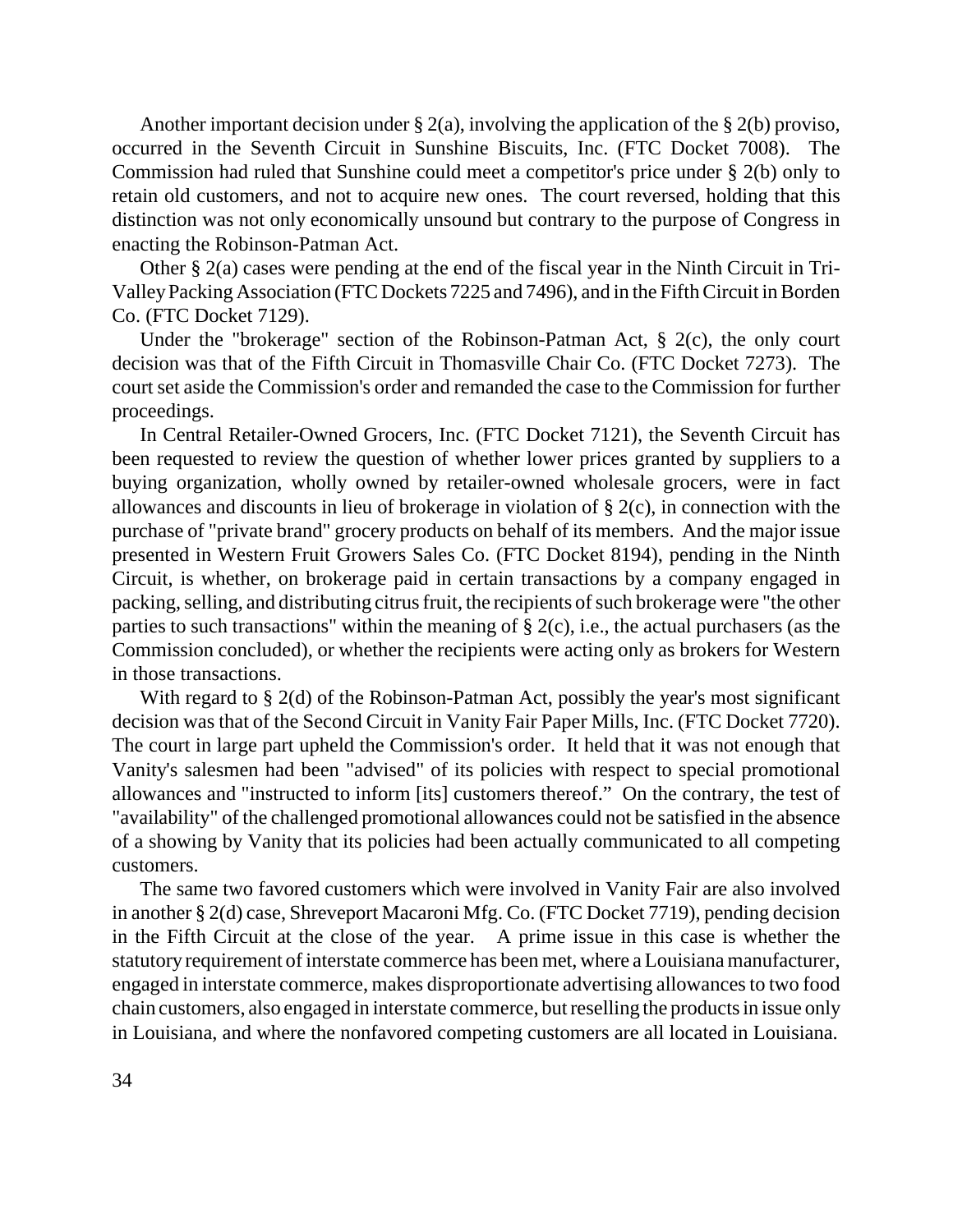Another important decision under § 2(a), involving the application of the § 2(b) proviso, occurred in the Seventh Circuit in Sunshine Biscuits, Inc. (FTC Docket 7008). The Commission had ruled that Sunshine could meet a competitor's price under § 2(b) only to retain old customers, and not to acquire new ones. The court reversed, holding that this distinction was not only economically unsound but contrary to the purpose of Congress in enacting the Robinson-Patman Act.

Other § 2(a) cases were pending at the end of the fiscal year in the Ninth Circuit in Tri-Valley Packing Association (FTC Dockets 7225 and 7496), and in the Fifth Circuit in Borden Co. (FTC Docket 7129).

Under the "brokerage" section of the Robinson-Patman Act, § 2(c), the only court decision was that of the Fifth Circuit in Thomasville Chair Co. (FTC Docket 7273). The court set aside the Commission's order and remanded the case to the Commission for further proceedings.

In Central Retailer-Owned Grocers, Inc. (FTC Docket 7121), the Seventh Circuit has been requested to review the question of whether lower prices granted by suppliers to a buying organization, wholly owned by retailer-owned wholesale grocers, were in fact allowances and discounts in lieu of brokerage in violation of § 2(c), in connection with the purchase of "private brand" grocery products on behalf of its members. And the major issue presented in Western Fruit Growers Sales Co. (FTC Docket 8194), pending in the Ninth Circuit, is whether, on brokerage paid in certain transactions by a company engaged in packing, selling, and distributing citrus fruit, the recipients of such brokerage were "the other parties to such transactions" within the meaning of § 2(c), i.e., the actual purchasers (as the Commission concluded), or whether the recipients were acting only as brokers for Western in those transactions.

With regard to § 2(d) of the Robinson-Patman Act, possibly the year's most significant decision was that of the Second Circuit in Vanity Fair Paper Mills, Inc. (FTC Docket 7720). The court in large part upheld the Commission's order. It held that it was not enough that Vanity's salesmen had been "advised" of its policies with respect to special promotional allowances and "instructed to inform [its] customers thereof." On the contrary, the test of "availability" of the challenged promotional allowances could not be satisfied in the absence of a showing by Vanity that its policies had been actually communicated to all competing customers.

The same two favored customers which were involved in Vanity Fair are also involved in another § 2(d) case, Shreveport Macaroni Mfg. Co. (FTC Docket 7719), pending decision in the Fifth Circuit at the close of the year. A prime issue in this case is whether the statutory requirement of interstate commerce has been met, where a Louisiana manufacturer, engaged in interstate commerce, makes disproportionate advertising allowances to two food chain customers, also engaged in interstate commerce, but reselling the products in issue only in Louisiana, and where the nonfavored competing customers are all located in Louisiana.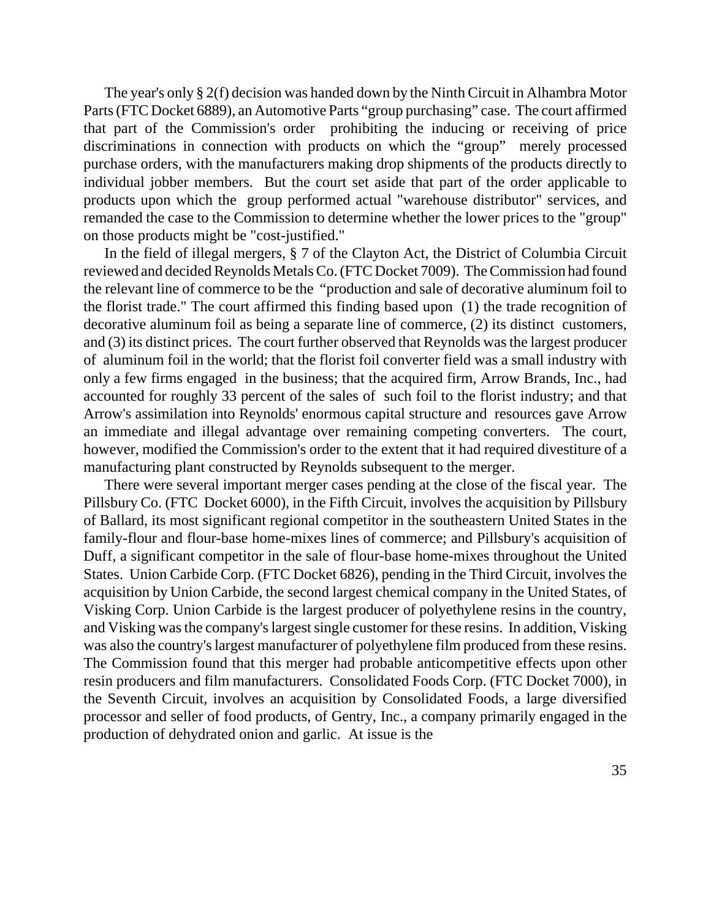The year's only § 2(f) decision was handed down by the Ninth Circuit in Alhambra Motor Parts (FTC Docket 6889), an Automotive Parts "group purchasing" case. The court affirmed that part of the Commission's order prohibiting the inducing or receiving of price discriminations in connection with products on which the "group" merely processed purchase orders, with the manufacturers making drop shipments of the products directly to individual jobber members. But the court set aside that part of the order applicable to products upon which the group performed actual "warehouse distributor" services, and remanded the case to the Commission to determine whether the lower prices to the "group" on those products might be "cost-justified."

In the field of illegal mergers, § 7 of the Clayton Act, the District of Columbia Circuit reviewed and decided Reynolds Metals Co. (FTC Docket 7009). The Commission had found the relevant line of commerce to be the "production and sale of decorative aluminum foil to the florist trade." The court affirmed this finding based upon (1) the trade recognition of decorative aluminum foil as being a separate line of commerce, (2) its distinct customers, and (3) its distinct prices. The court further observed that Reynolds was the largest producer of aluminum foil in the world; that the florist foil converter field was a small industry with only a few firms engaged in the business; that the acquired firm, Arrow Brands, Inc., had accounted for roughly 33 percent of the sales of such foil to the florist industry; and that Arrow's assimilation into Reynolds' enormous capital structure and resources gave Arrow an immediate and illegal advantage over remaining competing converters. The court, however, modified the Commission's order to the extent that it had required divestiture of a manufacturing plant constructed by Reynolds subsequent to the merger.

There were several important merger cases pending at the close of the fiscal year. The Pillsbury Co. (FTC Docket 6000), in the Fifth Circuit, involves the acquisition by Pillsbury of Ballard, its most significant regional competitor in the southeastern United States in the family-flour and flour-base home-mixes lines of commerce; and Pillsbury's acquisition of Duff, a significant competitor in the sale of flour-base home-mixes throughout the United States. Union Carbide Corp. (FTC Docket 6826), pending in the Third Circuit, involves the acquisition by Union Carbide, the second largest chemical company in the United States, of Visking Corp. Union Carbide is the largest producer of polyethylene resins in the country, and Visking was the company's largest single customer for these resins. In addition, Visking was also the country's largest manufacturer of polyethylene film produced from these resins. The Commission found that this merger had probable anticompetitive effects upon other resin producers and film manufacturers. Consolidated Foods Corp. (FTC Docket 7000), in the Seventh Circuit, involves an acquisition by Consolidated Foods, a large diversified processor and seller of food products, of Gentry, Inc., a company primarily engaged in the production of dehydrated onion and garlic. At issue is the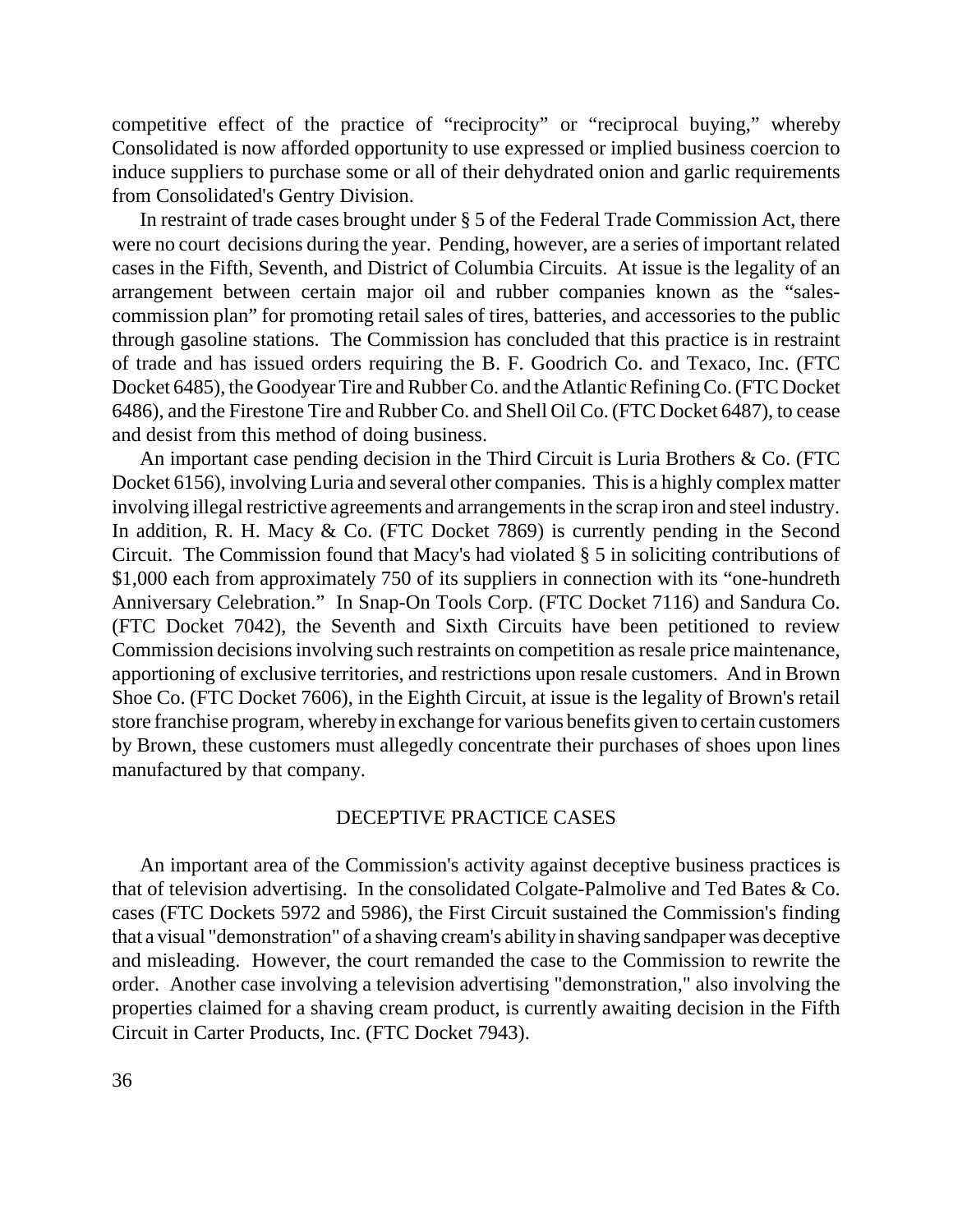competitive effect of the practice of "reciprocity" or "reciprocal buying," whereby Consolidated is now afforded opportunity to use expressed or implied business coercion to induce suppliers to purchase some or all of their dehydrated onion and garlic requirements from Consolidated's Gentry Division.

In restraint of trade cases brought under § 5 of the Federal Trade Commission Act, there were no court decisions during the year. Pending, however, are a series of important related cases in the Fifth, Seventh, and District of Columbia Circuits. At issue is the legality of an arrangement between certain major oil and rubber companies known as the "sales-commission plan" for promoting retail sales of tires, batteries, and accessories to the public through gasoline stations. The Commission has concluded that this practice is in restraint of trade and has issued orders requiring the B. F. Goodrich Co. and Texaco, Inc. (FTC Docket 6485), the Goodyear Tire and Rubber Co. and the Atlantic Refining Co. (FTC Docket 6486), and the Firestone Tire and Rubber Co. and Shell Oil Co. (FTC Docket 6487), to cease and desist from this method of doing business.

An important case pending decision in the Third Circuit is Luria Brothers & Co. (FTC Docket 6156), involving Luria and several other companies. This is a highly complex matter involving illegal restrictive agreements and arrangements in the scrap iron and steel industry. In addition, R. H. Macy & Co. (FTC Docket 7869) is currently pending in the Second Circuit. The Commission found that Macy's had violated § 5 in soliciting contributions of $1,000 each from approximately 750 of its suppliers in connection with its "one-hundreth Anniversary Celebration." In Snap-On Tools Corp. (FTC Docket 7116) and Sandura Co. (FTC Docket 7042), the Seventh and Sixth Circuits have been petitioned to review Commission decisions involving such restraints on competition as resale price maintenance, apportioning of exclusive territories, and restrictions upon resale customers. And in Brown Shoe Co. (FTC Docket 7606), in the Eighth Circuit, at issue is the legality of Brown's retail store franchise program, whereby in exchange for various benefits given to certain customers by Brown, these customers must allegedly concentrate their purchases of shoes upon lines manufactured by that company.

## DECEPTIVE PRACTICE CASES

An important area of the Commission's activity against deceptive business practices is that of television advertising. In the consolidated Colgate-Palmolive and Ted Bates & Co. cases (FTC Dockets 5972 and 5986), the First Circuit sustained the Commission's finding that a visual "demonstration" of a shaving cream's ability in shaving sandpaper was deceptive and misleading. However, the court remanded the case to the Commission to rewrite the order. Another case involving a television advertising "demonstration," also involving the properties claimed for a shaving cream product, is currently awaiting decision in the Fifth Circuit in Carter Products, Inc. (FTC Docket 7943).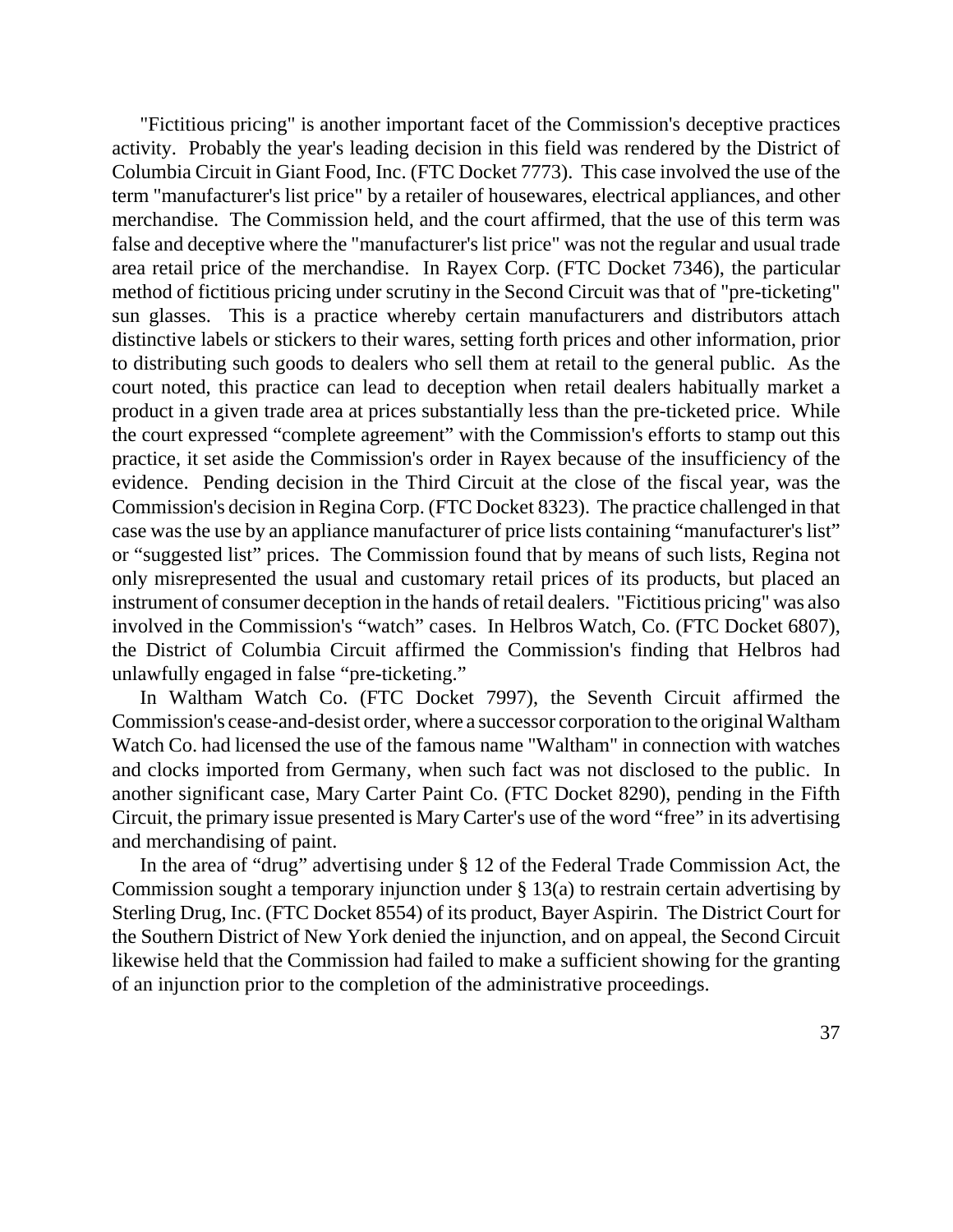"Fictitious pricing" is another important facet of the Commission's deceptive practices activity. Probably the year's leading decision in this field was rendered by the District of Columbia Circuit in Giant Food, Inc. (FTC Docket 7773). This case involved the use of the term "manufacturer's list price" by a retailer of housewares, electrical appliances, and other merchandise. The Commission held, and the court affirmed, that the use of this term was false and deceptive where the "manufacturer's list price" was not the regular and usual trade area retail price of the merchandise. In Rayex Corp. (FTC Docket 7346), the particular method of fictitious pricing under scrutiny in the Second Circuit was that of "pre-ticketing" sun glasses. This is a practice whereby certain manufacturers and distributors attach distinctive labels or stickers to their wares, setting forth prices and other information, prior to distributing such goods to dealers who sell them at retail to the general public. As the court noted, this practice can lead to deception when retail dealers habitually market a product in a given trade area at prices substantially less than the pre-ticketed price. While the court expressed "complete agreement" with the Commission's efforts to stamp out this practice, it set aside the Commission's order in Rayex because of the insufficiency of the evidence. Pending decision in the Third Circuit at the close of the fiscal year, was the Commission's decision in Regina Corp. (FTC Docket 8323). The practice challenged in that case was the use by an appliance manufacturer of price lists containing "manufacturer's list" or "suggested list" prices. The Commission found that by means of such lists, Regina not only misrepresented the usual and customary retail prices of its products, but placed an instrument of consumer deception in the hands of retail dealers. "Fictitious pricing" was also involved in the Commission's "watch" cases. In Helbros Watch, Co. (FTC Docket 6807), the District of Columbia Circuit affirmed the Commission's finding that Helbros had unlawfully engaged in false "pre-ticketing."

In Waltham Watch Co. (FTC Docket 7997), the Seventh Circuit affirmed the Commission's cease-and-desist order, where a successor corporation to the original Waltham Watch Co. had licensed the use of the famous name "Waltham" in connection with watches and clocks imported from Germany, when such fact was not disclosed to the public. In another significant case, Mary Carter Paint Co. (FTC Docket 8290), pending in the Fifth Circuit, the primary issue presented is Mary Carter's use of the word "free" in its advertising and merchandising of paint.

In the area of "drug" advertising under § 12 of the Federal Trade Commission Act, the Commission sought a temporary injunction under § 13(a) to restrain certain advertising by Sterling Drug, Inc. (FTC Docket 8554) of its product, Bayer Aspirin. The District Court for the Southern District of New York denied the injunction, and on appeal, the Second Circuit likewise held that the Commission had failed to make a sufficient showing for the granting of an injunction prior to the completion of the administrative proceedings.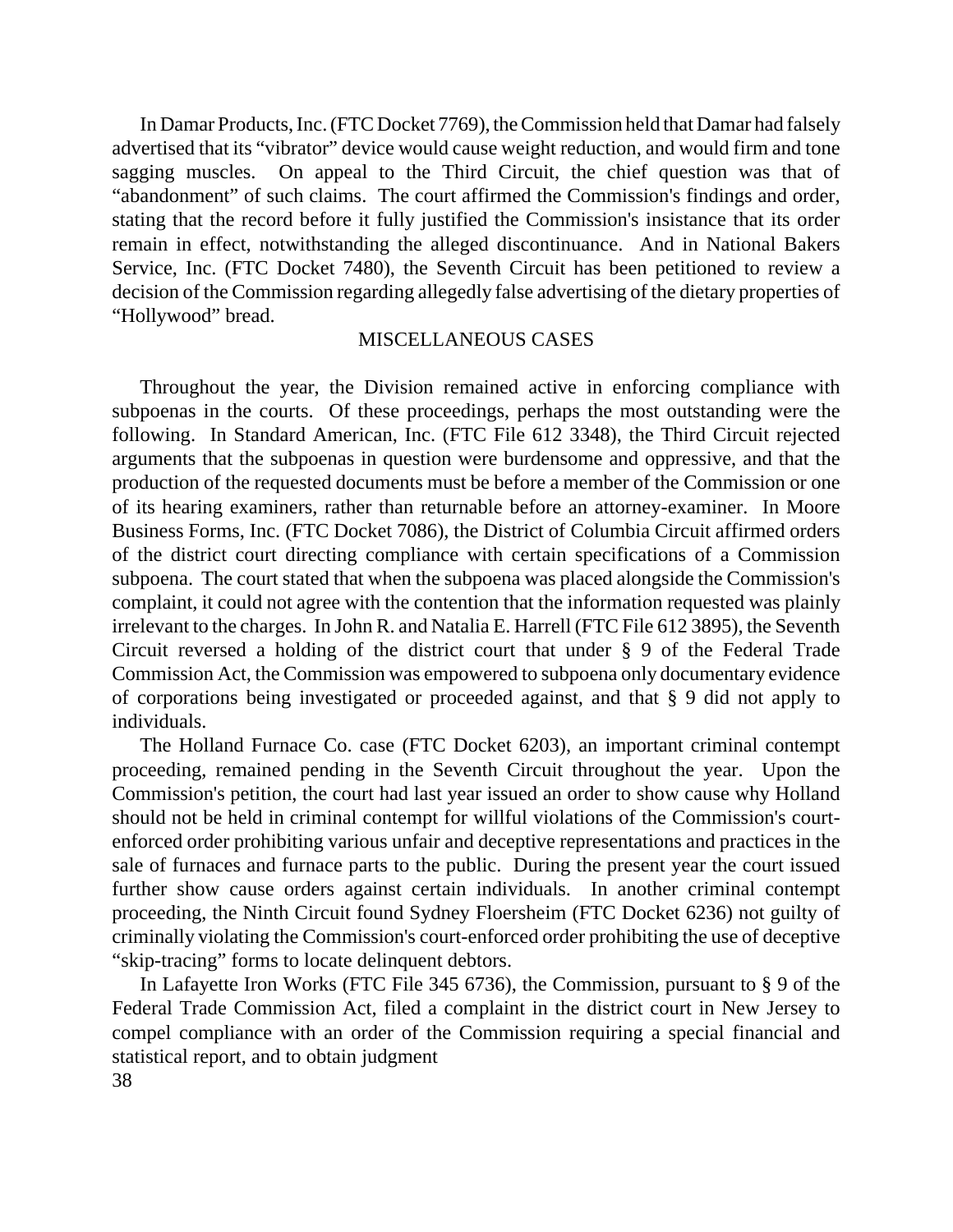In Damar Products, Inc. (FTC Docket 7769), the Commission held that Damar had falsely advertised that its "vibrator" device would cause weight reduction, and would firm and tone sagging muscles. On appeal to the Third Circuit, the chief question was that of "abandonment" of such claims. The court affirmed the Commission's findings and order, stating that the record before it fully justified the Commission's insistance that its order remain in effect, notwithstanding the alleged discontinuance. And in National Bakers Service, Inc. (FTC Docket 7480), the Seventh Circuit has been petitioned to review a decision of the Commission regarding allegedly false advertising of the dietary properties of "Hollywood" bread.

## MISCELLANEOUS CASES

Throughout the year, the Division remained active in enforcing compliance with subpoenas in the courts. Of these proceedings, perhaps the most outstanding were the following. In Standard American, Inc. (FTC File 612 3348), the Third Circuit rejected arguments that the subpoenas in question were burdensome and oppressive, and that the production of the requested documents must be before a member of the Commission or one of its hearing examiners, rather than returnable before an attorney-examiner. In Moore Business Forms, Inc. (FTC Docket 7086), the District of Columbia Circuit affirmed orders of the district court directing compliance with certain specifications of a Commission subpoena. The court stated that when the subpoena was placed alongside the Commission's complaint, it could not agree with the contention that the information requested was plainly irrelevant to the charges. In John R. and Natalia E. Harrell (FTC File 612 3895), the Seventh Circuit reversed a holding of the district court that under § 9 of the Federal Trade Commission Act, the Commission was empowered to subpoena only documentary evidence of corporations being investigated or proceeded against, and that § 9 did not apply to individuals.

The Holland Furnace Co. case (FTC Docket 6203), an important criminal contempt proceeding, remained pending in the Seventh Circuit throughout the year. Upon the Commission's petition, the court had last year issued an order to show cause why Holland should not be held in criminal contempt for willful violations of the Commission's court-enforced order prohibiting various unfair and deceptive representations and practices in the sale of furnaces and furnace parts to the public. During the present year the court issued further show cause orders against certain individuals. In another criminal contempt proceeding, the Ninth Circuit found Sydney Floersheim (FTC Docket 6236) not guilty of criminally violating the Commission's court-enforced order prohibiting the use of deceptive "skip-tracing" forms to locate delinquent debtors.

In Lafayette Iron Works (FTC File 345 6736), the Commission, pursuant to § 9 of the Federal Trade Commission Act, filed a complaint in the district court in New Jersey to compel compliance with an order of the Commission requiring a special financial and statistical report, and to obtain judgment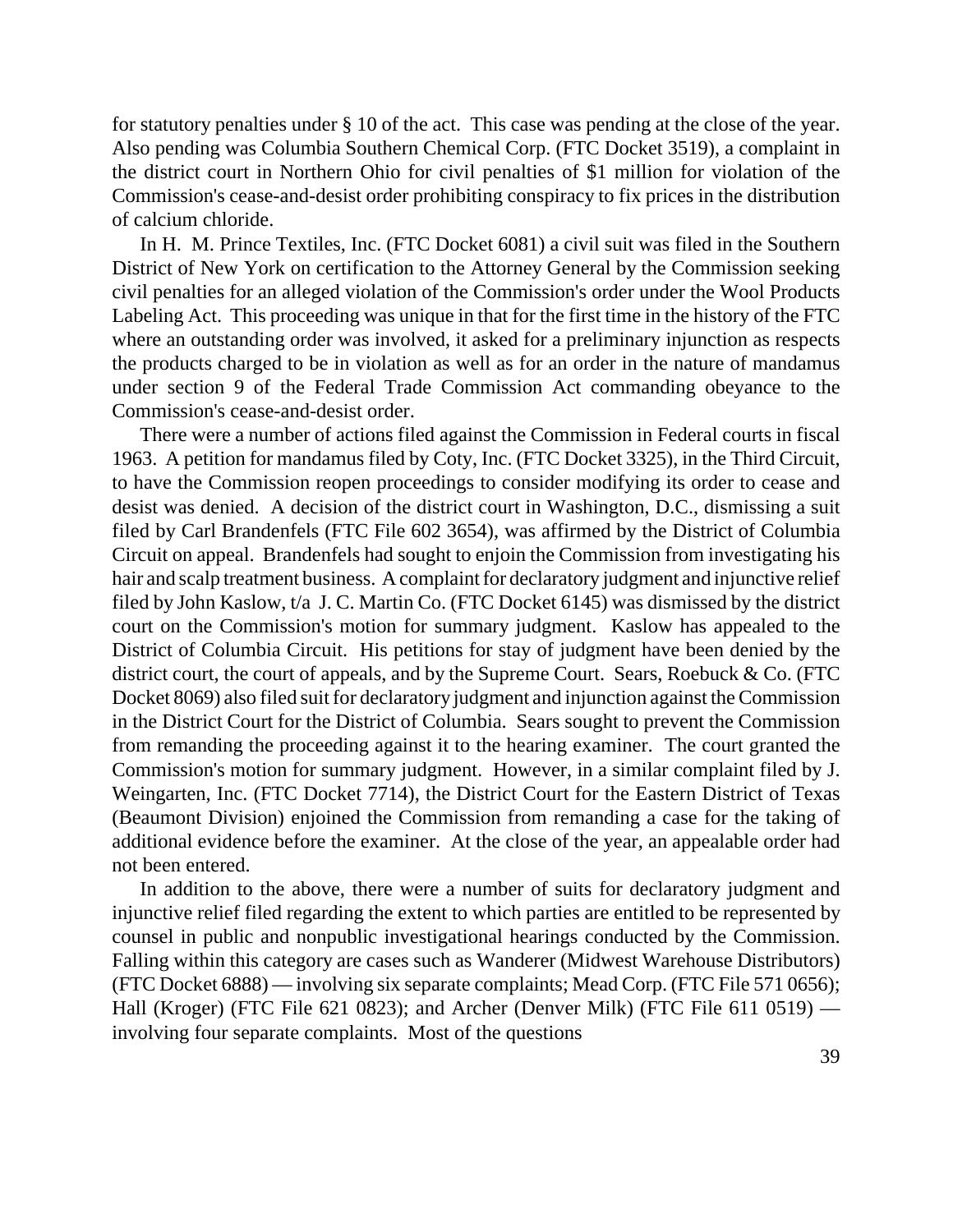for statutory penalties under § 10 of the act. This case was pending at the close of the year. Also pending was Columbia Southern Chemical Corp. (FTC Docket 3519), a complaint in the district court in Northern Ohio for civil penalties of $1 million for violation of the Commission's cease-and-desist order prohibiting conspiracy to fix prices in the distribution of calcium chloride.

In H. M. Prince Textiles, Inc. (FTC Docket 6081) a civil suit was filed in the Southern District of New York on certification to the Attorney General by the Commission seeking civil penalties for an alleged violation of the Commission's order under the Wool Products Labeling Act. This proceeding was unique in that for the first time in the history of the FTC where an outstanding order was involved, it asked for a preliminary injunction as respects the products charged to be in violation as well as for an order in the nature of mandamus under section 9 of the Federal Trade Commission Act commanding obeyance to the Commission's cease-and-desist order.

There were a number of actions filed against the Commission in Federal courts in fiscal 1963. A petition for mandamus filed by Coty, Inc. (FTC Docket 3325), in the Third Circuit, to have the Commission reopen proceedings to consider modifying its order to cease and desist was denied. A decision of the district court in Washington, D.C., dismissing a suit filed by Carl Brandenfels (FTC File 602 3654), was affirmed by the District of Columbia Circuit on appeal. Brandenfels had sought to enjoin the Commission from investigating his hair and scalp treatment business. A complaint for declaratory judgment and injunctive relief filed by John Kaslow, t/a J. C. Martin Co. (FTC Docket 6145) was dismissed by the district court on the Commission's motion for summary judgment. Kaslow has appealed to the District of Columbia Circuit. His petitions for stay of judgment have been denied by the district court, the court of appeals, and by the Supreme Court. Sears, Roebuck & Co. (FTC Docket 8069) also filed suit for declaratory judgment and injunction against the Commission in the District Court for the District of Columbia. Sears sought to prevent the Commission from remanding the proceeding against it to the hearing examiner. The court granted the Commission's motion for summary judgment. However, in a similar complaint filed by J. Weingarten, Inc. (FTC Docket 7714), the District Court for the Eastern District of Texas (Beaumont Division) enjoined the Commission from remanding a case for the taking of additional evidence before the examiner. At the close of the year, an appealable order had not been entered.

In addition to the above, there were a number of suits for declaratory judgment and injunctive relief filed regarding the extent to which parties are entitled to be represented by counsel in public and nonpublic investigational hearings conducted by the Commission. Falling within this category are cases such as Wanderer (Midwest Warehouse Distributors) (FTC Docket 6888) — involving six separate complaints; Mead Corp. (FTC File 571 0656); Hall (Kroger) (FTC File 621 0823); and Archer (Denver Milk) (FTC File 611 0519) — involving four separate complaints. Most of the questions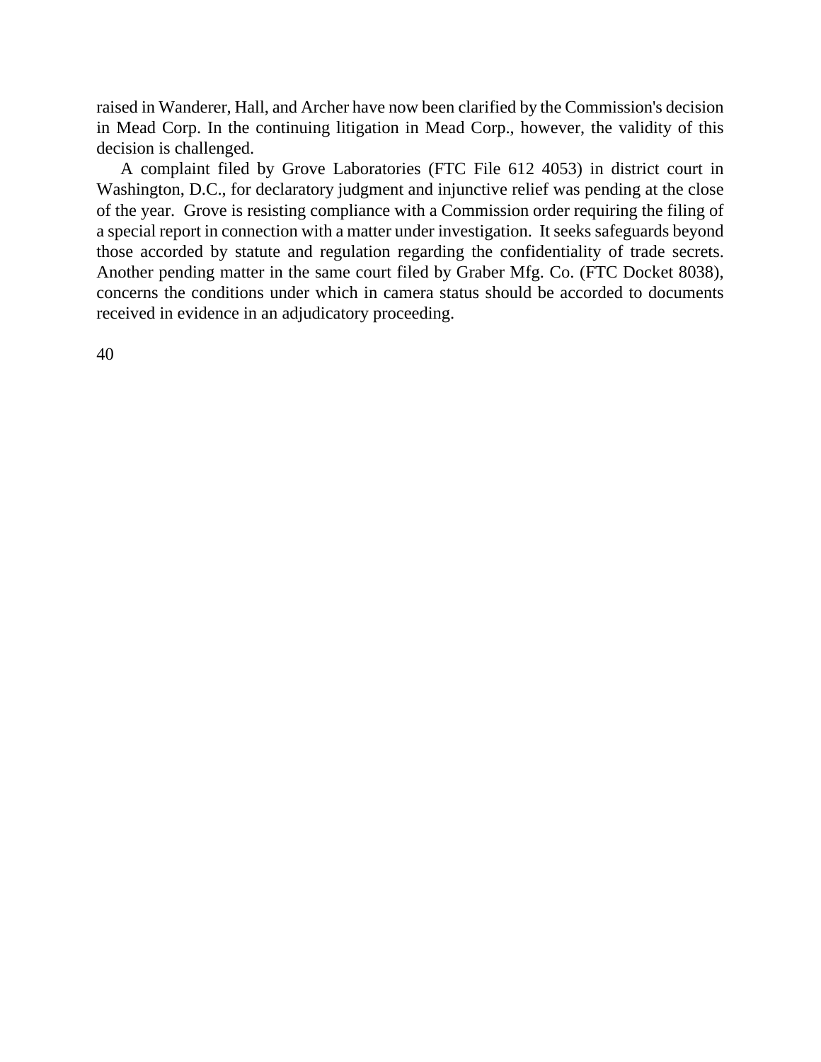raised in Wanderer, Hall, and Archer have now been clarified by the Commission's decision in Mead Corp. In the continuing litigation in Mead Corp., however, the validity of this decision is challenged.

A complaint filed by Grove Laboratories (FTC File 612 4053) in district court in Washington, D.C., for declaratory judgment and injunctive relief was pending at the close of the year. Grove is resisting compliance with a Commission order requiring the filing of a special report in connection with a matter under investigation. It seeks safeguards beyond those accorded by statute and regulation regarding the confidentiality of trade secrets. Another pending matter in the same court filed by Graber Mfg. Co. (FTC Docket 8038), concerns the conditions under which in camera status should be accorded to documents received in evidence in an adjudicatory proceeding.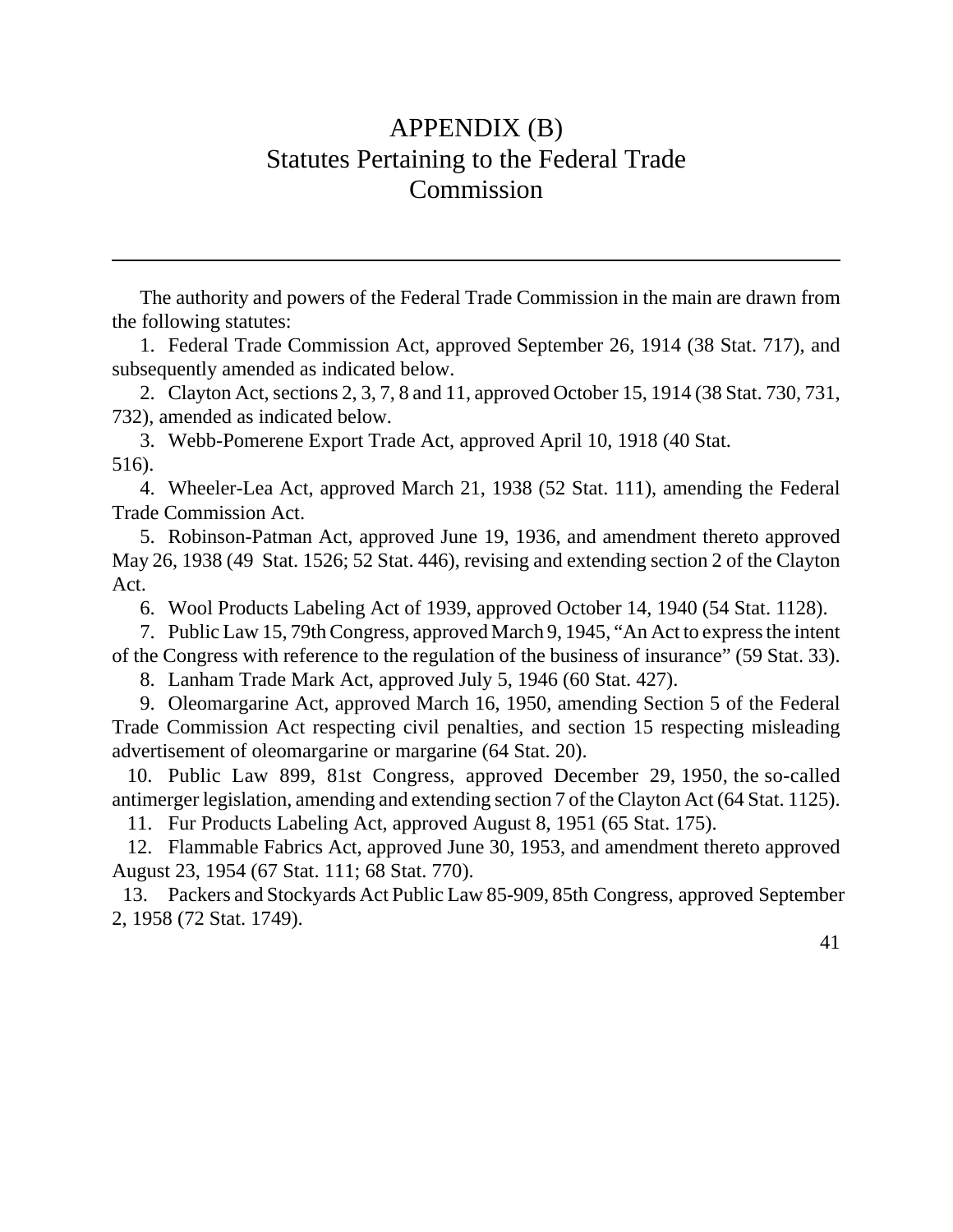# APPENDIX (B)
## Statutes Pertaining to the Federal Trade Commission

The authority and powers of the Federal Trade Commission in the main are drawn from the following statutes:

1. Federal Trade Commission Act, approved September 26, 1914 (38 Stat. 717), and subsequently amended as indicated below.

2. Clayton Act, sections 2, 3, 7, 8 and 11, approved October 15, 1914 (38 Stat. 730, 731, 732), amended as indicated below.

3. Webb-Pomerene Export Trade Act, approved April 10, 1918 (40 Stat. 516).

4. Wheeler-Lea Act, approved March 21, 1938 (52 Stat. 111), amending the Federal Trade Commission Act.

5. Robinson-Patman Act, approved June 19, 1936, and amendment thereto approved May 26, 1938 (49 Stat. 1526; 52 Stat. 446), revising and extending section 2 of the Clayton Act.

6. Wool Products Labeling Act of 1939, approved October 14, 1940 (54 Stat. 1128).

7. Public Law 15, 79th Congress, approved March 9, 1945, "An Act to express the intent of the Congress with reference to the regulation of the business of insurance" (59 Stat. 33).

8. Lanham Trade Mark Act, approved July 5, 1946 (60 Stat. 427).

9. Oleomargarine Act, approved March 16, 1950, amending Section 5 of the Federal Trade Commission Act respecting civil penalties, and section 15 respecting misleading advertisement of oleomargarine or margarine (64 Stat. 20).

10. Public Law 899, 81st Congress, approved December 29, 1950, the so-called antimerger legislation, amending and extending section 7 of the Clayton Act (64 Stat. 1125).

11. Fur Products Labeling Act, approved August 8, 1951 (65 Stat. 175).

12. Flammable Fabrics Act, approved June 30, 1953, and amendment thereto approved August 23, 1954 (67 Stat. 111; 68 Stat. 770).

13. Packers and Stockyards Act Public Law 85-909, 85th Congress, approved September 2, 1958 (72 Stat. 1749).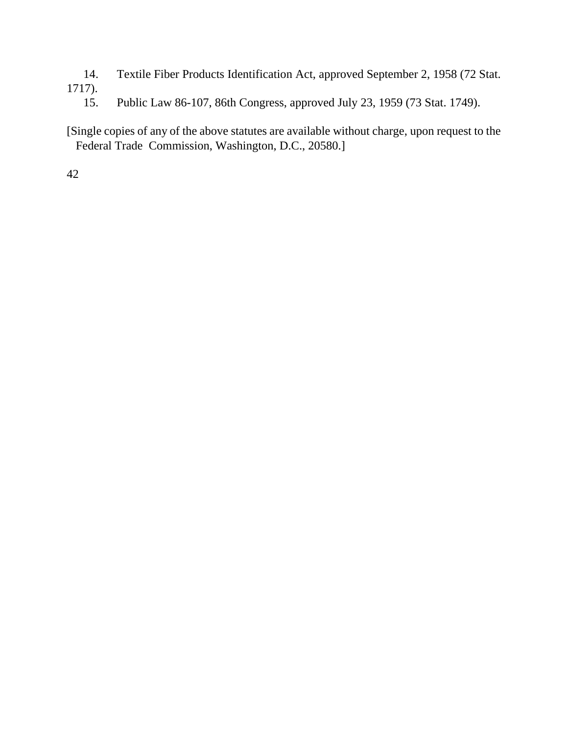14. Textile Fiber Products Identification Act, approved September 2, 1958 (72 Stat. 1717).
15. Public Law 86-107, 86th Congress, approved July 23, 1959 (73 Stat. 1749).

[Single copies of any of the above statutes are available without charge, upon request to the Federal Trade Commission, Washington, D.C., 20580.]